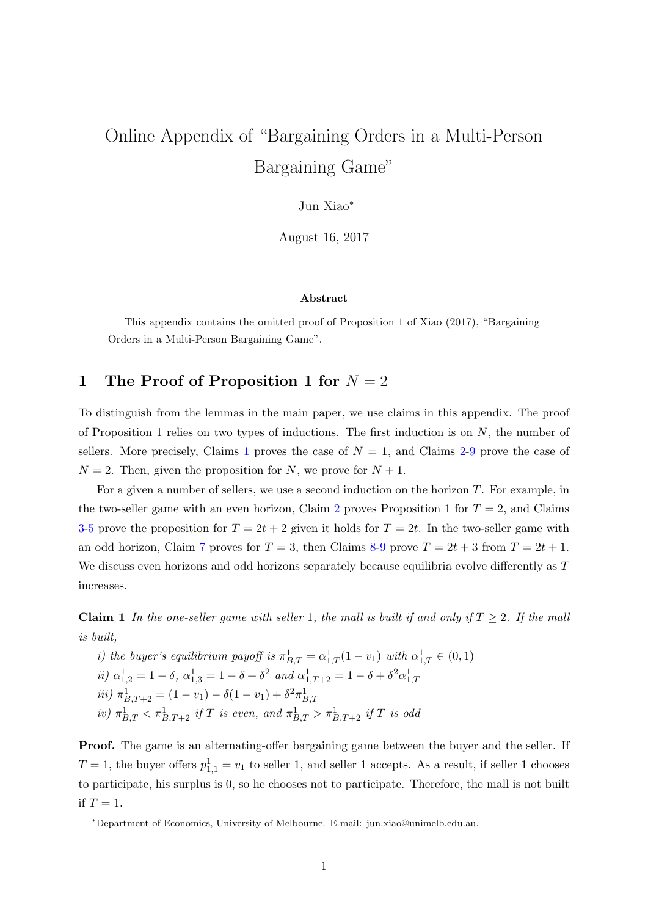# Online Appendix of "Bargaining Orders in a Multi-Person Bargaining Game"

Jun Xiao*

August 16, 2017

**Abstract**

This appendix contains the omitted proof of Proposition 1 of Xiao (2017), "Bargaining Orders in a Multi-Person Bargaining Game".

## 1 The Proof of Proposition 1 for $N = 2$

To distinguish from the lemmas in the main paper, we use claims in this appendix. The proof of Proposition 1 relies on two types of inductions. The first induction is on $N$, the number of sellers. More precisely, Claims 1 proves the case of $N = 1$, and Claims 2-9 prove the case of $N = 2$. Then, given the proposition for $N$, we prove for $N + 1$.

For a given a number of sellers, we use a second induction on the horizon $T$. For example, in the two-seller game with an even horizon, Claim 2 proves Proposition 1 for $T = 2$, and Claims 3-5 prove the proposition for $T = 2t + 2$ given it holds for $T = 2t$. In the two-seller game with an odd horizon, Claim 7 proves for $T = 3$, then Claims 8-9 prove $T = 2t + 3$ from $T = 2t + 1$. We discuss even horizons and odd horizons separately because equilibria evolve differently as $T$ increases.

**Claim 1** *In the one-seller game with seller* 1*, the mall is built if and only if* $T \geq 2$*. If the mall is built,*

*i) the buyer's equilibrium payoff is* $\pi^1_{B,T} = \alpha^1_{1,T}(1 - v_1)$ *with* $\alpha^1_{1,T} \in (0, 1)$

*ii)* $\alpha^1_{1,2} = 1 - \delta$*,* $\alpha^1_{1,3} = 1 - \delta + \delta^2$ *and* $\alpha^1_{1,T+2} = 1 - \delta + \delta^2\alpha^1_{1,T}$

*iii)* $\pi^1_{B,T+2} = (1 - v_1) - \delta(1 - v_1) + \delta^2\pi^1_{B,T}$

*iv)* $\pi^1_{B,T} < \pi^1_{B,T+2}$ *if* $T$ *is even, and* $\pi^1_{B,T} > \pi^1_{B,T+2}$ *if* $T$ *is odd*

**Proof.** The game is an alternating-offer bargaining game between the buyer and the seller. If $T = 1$, the buyer offers $p^1_{1,1} = v_1$ to seller 1, and seller 1 accepts. As a result, if seller 1 chooses to participate, his surplus is 0, so he chooses not to participate. Therefore, the mall is not built if $T = 1$.

---

*Department of Economics, University of Melbourne. E-mail: jun.xiao@unimelb.edu.au.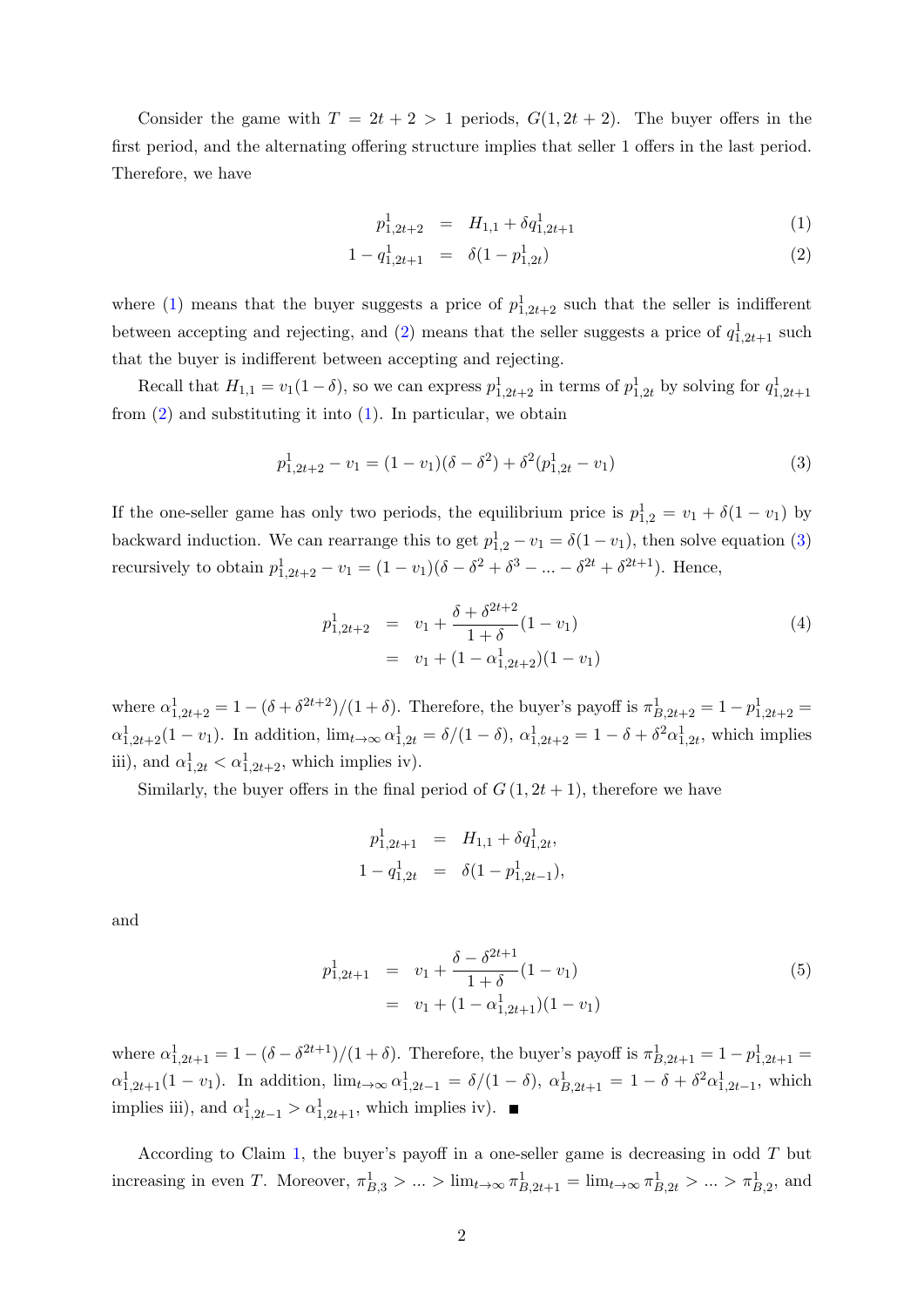Consider the game with $T = 2t+2 > 1$ periods, $G(1, 2t+2)$. The buyer offers in the first period, and the alternating offering structure implies that seller 1 offers in the last period. Therefore, we have

$$
\begin{aligned}
p^1_{1,2t+2} &= H_{1,1} + \delta q^1_{1,2t+1} && (1)\\
1 - q^1_{1,2t+1} &= \delta(1 - p^1_{1,2t}) && (2)
\end{aligned}
$$

where (1) means that the buyer suggests a price of $p^1_{1,2t+2}$ such that the seller is indifferent between accepting and rejecting, and (2) means that the seller suggests a price of $q^1_{1,2t+1}$ such that the buyer is indifferent between accepting and rejecting.

Recall that $H_{1,1} = v_1(1-\delta)$, so we can express $p^1_{1,2t+2}$ in terms of $p^1_{1,2t}$ by solving for $q^1_{1,2t+1}$ from (2) and substituting it into (1). In particular, we obtain

$$
p^1_{1,2t+2} - v_1 = (1 - v_1)(\delta - \delta^2) + \delta^2(p^1_{1,2t} - v_1) \tag{3}
$$

If the one-seller game has only two periods, the equilibrium price is $p^1_{1,2} = v_1 + \delta(1 - v_1)$ by backward induction. We can rearrange this to get $p^1_{1,2} - v_1 = \delta(1 - v_1)$, then solve equation (3) recursively to obtain $p^1_{1,2t+2} - v_1 = (1 - v_1)(\delta - \delta^2 + \delta^3 - ... - \delta^{2t} + \delta^{2t+1})$. Hence,

$$
\begin{aligned}
p^1_{1,2t+2} &= v_1 + \frac{\delta + \delta^{2t+2}}{1+\delta}(1 - v_1) \\
&= v_1 + (1 - \alpha^1_{1,2t+2})(1 - v_1)
\end{aligned} \tag{4}
$$

where $\alpha^1_{1,2t+2} = 1 - (\delta + \delta^{2t+2})/(1+\delta)$. Therefore, the buyer's payoff is $\pi^1_{B,2t+2} = 1 - p^1_{1,2t+2} = \alpha^1_{1,2t+2}(1 - v_1)$. In addition, $\lim_{t\to\infty} \alpha^1_{1,2t} = \delta/(1-\delta)$, $\alpha^1_{1,2t+2} = 1 - \delta + \delta^2 \alpha^1_{1,2t}$, which implies iii), and $\alpha^1_{1,2t} < \alpha^1_{1,2t+2}$, which implies iv).

Similarly, the buyer offers in the final period of $G(1, 2t+1)$, therefore we have

$$
\begin{aligned}
p^1_{1,2t+1} &= H_{1,1} + \delta q^1_{1,2t}, \\
1 - q^1_{1,2t} &= \delta(1 - p^1_{1,2t-1}),
\end{aligned}
$$

and

$$
\begin{aligned}
p^1_{1,2t+1} &= v_1 + \frac{\delta - \delta^{2t+1}}{1+\delta}(1 - v_1) \\
&= v_1 + (1 - \alpha^1_{1,2t+1})(1 - v_1)
\end{aligned} \tag{5}
$$

where $\alpha^1_{1,2t+1} = 1 - (\delta - \delta^{2t+1})/(1+\delta)$. Therefore, the buyer's payoff is $\pi^1_{B,2t+1} = 1 - p^1_{1,2t+1} = \alpha^1_{1,2t+1}(1 - v_1)$. In addition, $\lim_{t\to\infty} \alpha^1_{1,2t-1} = \delta/(1-\delta)$, $\alpha^1_{B,2t+1} = 1 - \delta + \delta^2 \alpha^1_{1,2t-1}$, which implies iii), and $\alpha^1_{1,2t-1} > \alpha^1_{1,2t+1}$, which implies iv). ■

According to Claim 1, the buyer's payoff in a one-seller game is decreasing in odd $T$ but increasing in even $T$. Moreover, $\pi^1_{B,3} > ... > \lim_{t\to\infty} \pi^1_{B,2t+1} = \lim_{t\to\infty} \pi^1_{B,2t} > ... > \pi^1_{B,2}$, and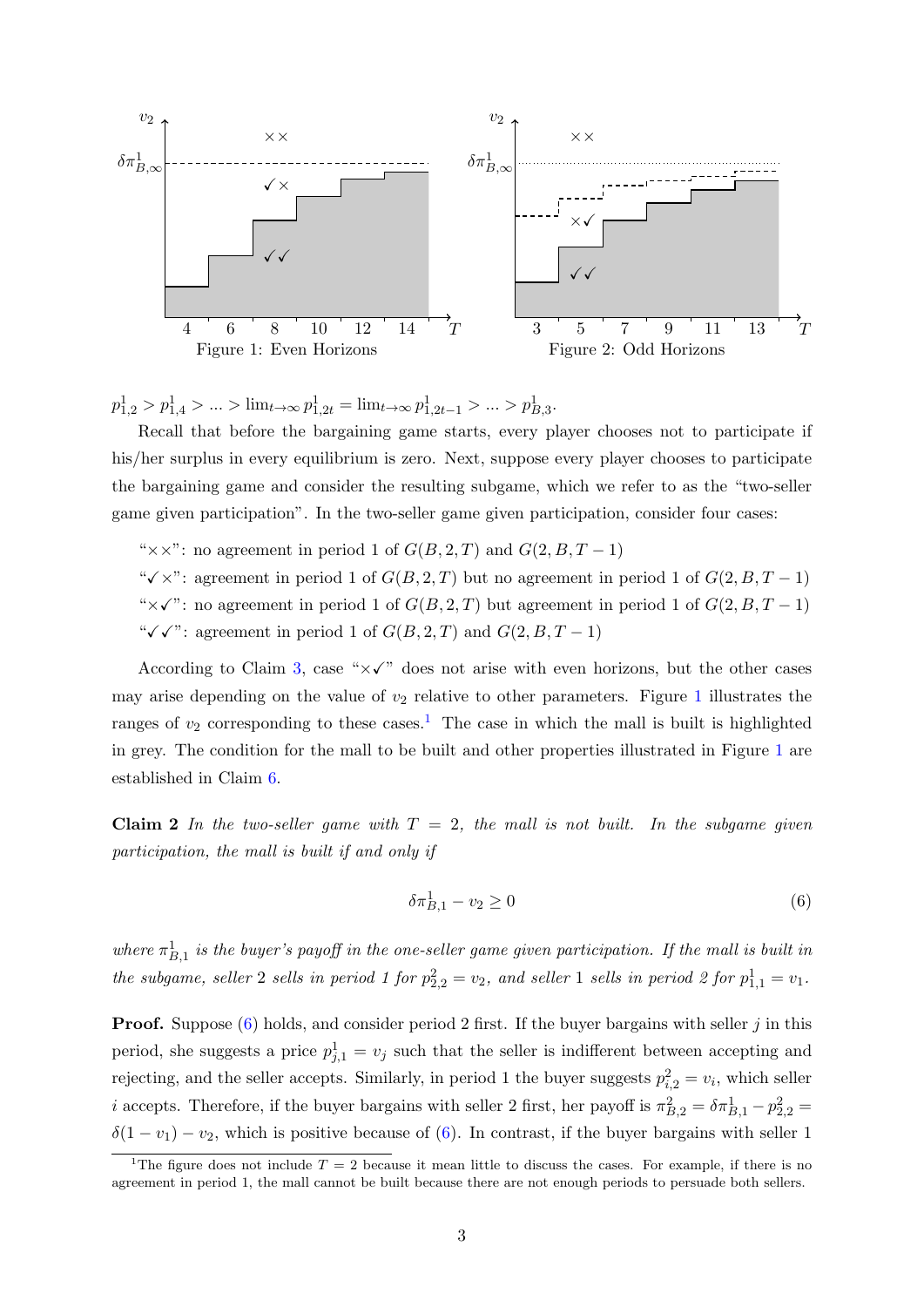Figure 1: Even Horizons

Figure 2: Odd Horizons

$p^1_{1,2} > p^1_{1,4} > ... > \lim_{t\to\infty} p^1_{1,2t} = \lim_{t\to\infty} p^1_{1,2t-1} > ... > p^1_{B,3}$.

Recall that before the bargaining game starts, every player chooses not to participate if his/her surplus in every equilibrium is zero. Next, suppose every player chooses to participate the bargaining game and consider the resulting subgame, which we refer to as the "two-seller game given participation". In the two-seller game given participation, consider four cases:

"××": no agreement in period 1 of $G(B, 2, T)$ and $G(2, B, T-1)$

"✓×": agreement in period 1 of $G(B, 2, T)$ but no agreement in period 1 of $G(2, B, T-1)$

"×✓": no agreement in period 1 of $G(B, 2, T)$ but agreement in period 1 of $G(2, B, T-1)$

"✓✓": agreement in period 1 of $G(B, 2, T)$ and $G(2, B, T-1)$

According to Claim 3, case "×✓" does not arise with even horizons, but the other cases may arise depending on the value of $v_2$ relative to other parameters. Figure 1 illustrates the ranges of $v_2$ corresponding to these cases.[1] The case in which the mall is built is highlighted in grey. The condition for the mall to be built and other properties illustrated in Figure 1 are established in Claim 6.

**Claim 2** *In the two-seller game with $T = 2$, the mall is not built. In the subgame given participation, the mall is built if and only if*

$$\delta\pi^1_{B,1} - v_2 \geq 0 \tag{6}$$

*where $\pi^1_{B,1}$ is the buyer's payoff in the one-seller game given participation. If the mall is built in the subgame, seller 2 sells in period 1 for $p^2_{2,2} = v_2$, and seller 1 sells in period 2 for $p^1_{1,1} = v_1$.*

**Proof.** Suppose (6) holds, and consider period 2 first. If the buyer bargains with seller $j$ in this period, she suggests a price $p^1_{j,1} = v_j$ such that the seller is indifferent between accepting and rejecting, and the seller accepts. Similarly, in period 1 the buyer suggests $p^2_{i,2} = v_i$, which seller $i$ accepts. Therefore, if the buyer bargains with seller 2 first, her payoff is $\pi^2_{B,2} = \delta\pi^1_{B,1} - p^2_{2,2} = \delta(1 - v_1) - v_2$, which is positive because of (6). In contrast, if the buyer bargains with seller 1

[1] The figure does not include $T = 2$ because it mean little to discuss the cases. For example, if there is no agreement in period 1, the mall cannot be built because there are not enough periods to persuade both sellers.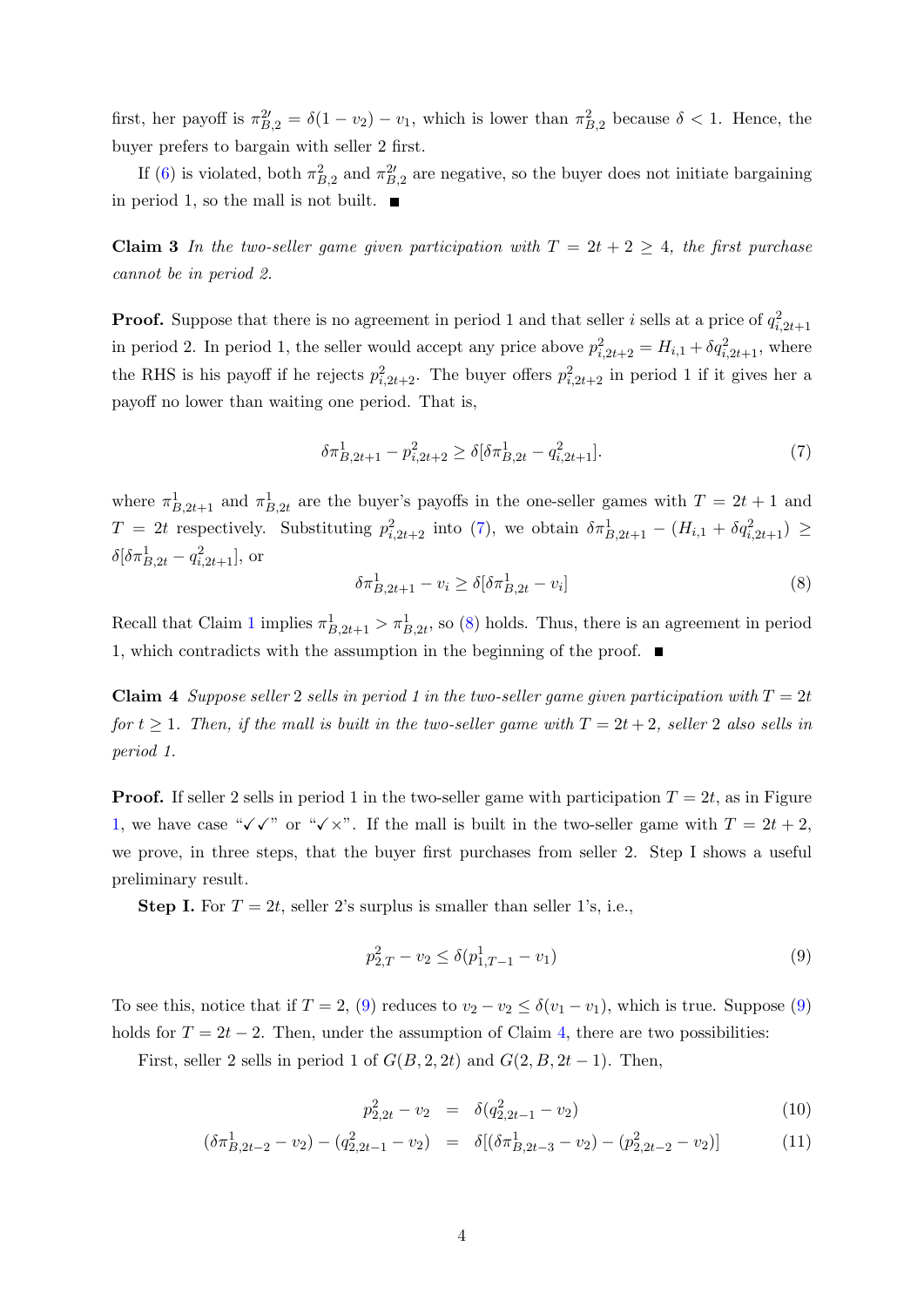first, her payoff is $\pi^{2\prime}_{B,2} = \delta(1 - v_2) - v_1$, which is lower than $\pi^2_{B,2}$ because $\delta < 1$. Hence, the buyer prefers to bargain with seller 2 first.

If (6) is violated, both $\pi^2_{B,2}$ and $\pi^{2\prime}_{B,2}$ are negative, so the buyer does not initiate bargaining in period 1, so the mall is not built. ■

**Claim 3** *In the two-seller game given participation with $T = 2t + 2 \geq 4$, the first purchase cannot be in period 2.*

**Proof.** Suppose that there is no agreement in period 1 and that seller $i$ sells at a price of $q^2_{i,2t+1}$ in period 2. In period 1, the seller would accept any price above $p^2_{i,2t+2} = H_{i,1} + \delta q^2_{i,2t+1}$, where the RHS is his payoff if he rejects $p^2_{i,2t+2}$. The buyer offers $p^2_{i,2t+2}$ in period 1 if it gives her a payoff no lower than waiting one period. That is,

$$\delta\pi^1_{B,2t+1} - p^2_{i,2t+2} \geq \delta[\delta\pi^1_{B,2t} - q^2_{i,2t+1}]. \tag{7}$$

where $\pi^1_{B,2t+1}$ and $\pi^1_{B,2t}$ are the buyer's payoffs in the one-seller games with $T = 2t + 1$ and $T = 2t$ respectively. Substituting $p^2_{i,2t+2}$ into (7), we obtain $\delta\pi^1_{B,2t+1} - (H_{i,1} + \delta q^2_{i,2t+1}) \geq \delta[\delta\pi^1_{B,2t} - q^2_{i,2t+1}]$, or

$$\delta\pi^1_{B,2t+1} - v_i \geq \delta[\delta\pi^1_{B,2t} - v_i] \tag{8}$$

Recall that Claim 1 implies $\pi^1_{B,2t+1} > \pi^1_{B,2t}$, so (8) holds. Thus, there is an agreement in period 1, which contradicts with the assumption in the beginning of the proof. ■

**Claim 4** *Suppose seller 2 sells in period 1 in the two-seller game given participation with $T = 2t$ for $t \geq 1$. Then, if the mall is built in the two-seller game with $T = 2t+2$, seller 2 also sells in period 1.*

**Proof.** If seller 2 sells in period 1 in the two-seller game with participation $T = 2t$, as in Figure 1, we have case "✓✓" or "✓×". If the mall is built in the two-seller game with $T = 2t + 2$, we prove, in three steps, that the buyer first purchases from seller 2. Step I shows a useful preliminary result.

**Step I.** For $T = 2t$, seller 2's surplus is smaller than seller 1's, i.e.,

$$p^2_{2,T} - v_2 \leq \delta(p^1_{1,T-1} - v_1) \tag{9}$$

To see this, notice that if $T = 2$, (9) reduces to $v_2 - v_2 \leq \delta(v_1 - v_1)$, which is true. Suppose (9) holds for $T = 2t - 2$. Then, under the assumption of Claim 4, there are two possibilities:

First, seller 2 sells in period 1 of $G(B, 2, 2t)$ and $G(2, B, 2t - 1)$. Then,

$$p^2_{2,2t} - v_2 = \delta(q^2_{2,2t-1} - v_2) \tag{10}$$

$$(\delta\pi^1_{B,2t-2} - v_2) - (q^2_{2,2t-1} - v_2) = \delta[(\delta\pi^1_{B,2t-3} - v_2) - (p^2_{2,2t-2} - v_2)] \tag{11}$$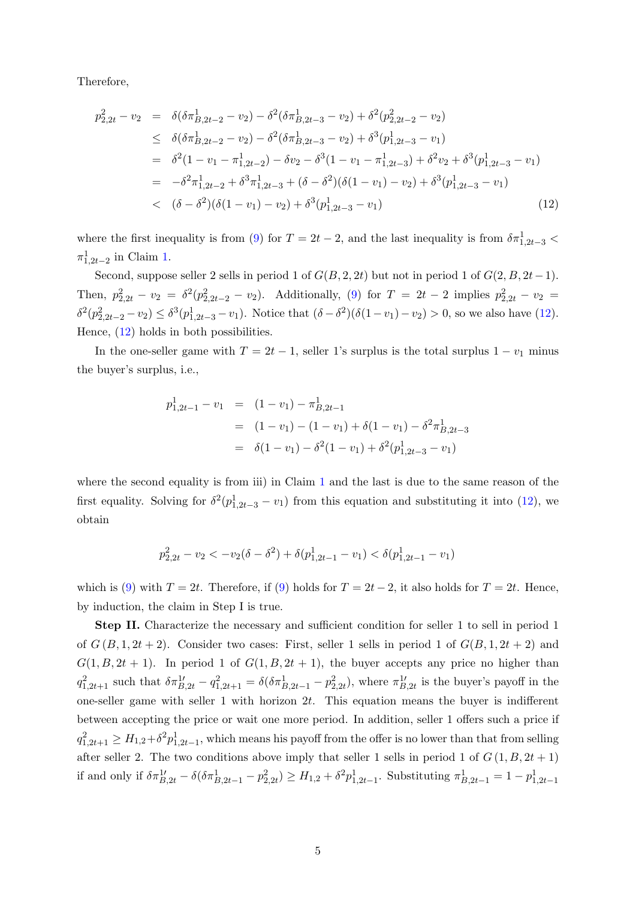Therefore,

$$
\begin{aligned}
p^2_{2,2t} - v_2 &= \delta(\delta\pi^1_{B,2t-2} - v_2) - \delta^2(\delta\pi^1_{B,2t-3} - v_2) + \delta^2(p^2_{2,2t-2} - v_2) \\
&\leq \delta(\delta\pi^1_{B,2t-2} - v_2) - \delta^2(\delta\pi^1_{B,2t-3} - v_2) + \delta^3(p^1_{1,2t-3} - v_1) \\
&= \delta^2(1 - v_1 - \pi^1_{1,2t-2}) - \delta v_2 - \delta^3(1 - v_1 - \pi^1_{1,2t-3}) + \delta^2 v_2 + \delta^3(p^1_{1,2t-3} - v_1) \\
&= -\delta^2\pi^1_{1,2t-2} + \delta^3\pi^1_{1,2t-3} + (\delta - \delta^2)(\delta(1 - v_1) - v_2) + \delta^3(p^1_{1,2t-3} - v_1) \\
&< (\delta - \delta^2)(\delta(1 - v_1) - v_2) + \delta^3(p^1_{1,2t-3} - v_1) \qquad (12)
\end{aligned}
$$

where the first inequality is from (9) for $T = 2t - 2$, and the last inequality is from $\delta\pi^1_{1,2t-3} < \pi^1_{1,2t-2}$ in Claim 1.

Second, suppose seller 2 sells in period 1 of $G(B, 2, 2t)$ but not in period 1 of $G(2, B, 2t - 1)$. Then, $p^2_{2,2t} - v_2 = \delta^2(p^2_{2,2t-2} - v_2)$. Additionally, (9) for $T = 2t - 2$ implies $p^2_{2,2t} - v_2 = \delta^2(p^2_{2,2t-2} - v_2) \leq \delta^3(p^1_{1,2t-3} - v_1)$. Notice that $(\delta - \delta^2)(\delta(1 - v_1) - v_2) > 0$, so we also have (12). Hence, (12) holds in both possibilities.

In the one-seller game with $T = 2t - 1$, seller 1's surplus is the total surplus $1 - v_1$ minus the buyer's surplus, i.e.,

$$
\begin{aligned}
p^1_{1,2t-1} - v_1 &= (1 - v_1) - \pi^1_{B,2t-1} \\
&= (1 - v_1) - (1 - v_1) + \delta(1 - v_1) - \delta^2\pi^1_{B,2t-3} \\
&= \delta(1 - v_1) - \delta^2(1 - v_1) + \delta^2(p^1_{1,2t-3} - v_1)
\end{aligned}
$$

where the second equality is from iii) in Claim 1 and the last is due to the same reason of the first equality. Solving for $\delta^2(p^1_{1,2t-3} - v_1)$ from this equation and substituting it into (12), we obtain

$$
p^2_{2,2t} - v_2 < -v_2(\delta - \delta^2) + \delta(p^1_{1,2t-1} - v_1) < \delta(p^1_{1,2t-1} - v_1)
$$

which is (9) with $T = 2t$. Therefore, if (9) holds for $T = 2t - 2$, it also holds for $T = 2t$. Hence, by induction, the claim in Step I is true.

**Step II.** Characterize the necessary and sufficient condition for seller 1 to sell in period 1 of $G(B, 1, 2t + 2)$. Consider two cases: First, seller 1 sells in period 1 of $G(B, 1, 2t + 2)$ and $G(1, B, 2t + 1)$. In period 1 of $G(1, B, 2t + 1)$, the buyer accepts any price no higher than $q^2_{1,2t+1}$ such that $\delta\pi^{1\prime}_{B,2t} - q^2_{1,2t+1} = \delta(\delta\pi^1_{B,2t-1} - p^2_{2,2t})$, where $\pi^{1\prime}_{B,2t}$ is the buyer's payoff in the one-seller game with seller 1 with horizon $2t$. This equation means the buyer is indifferent between accepting the price or wait one more period. In addition, seller 1 offers such a price if $q^2_{1,2t+1} \geq H_{1,2} + \delta^2 p^1_{1,2t-1}$, which means his payoff from the offer is no lower than that from selling after seller 2. The two conditions above imply that seller 1 sells in period 1 of $G(1, B, 2t + 1)$ if and only if $\delta\pi^{1\prime}_{B,2t} - \delta(\delta\pi^1_{B,2t-1} - p^2_{2,2t}) \geq H_{1,2} + \delta^2 p^1_{1,2t-1}$. Substituting $\pi^1_{B,2t-1} = 1 - p^1_{1,2t-1}$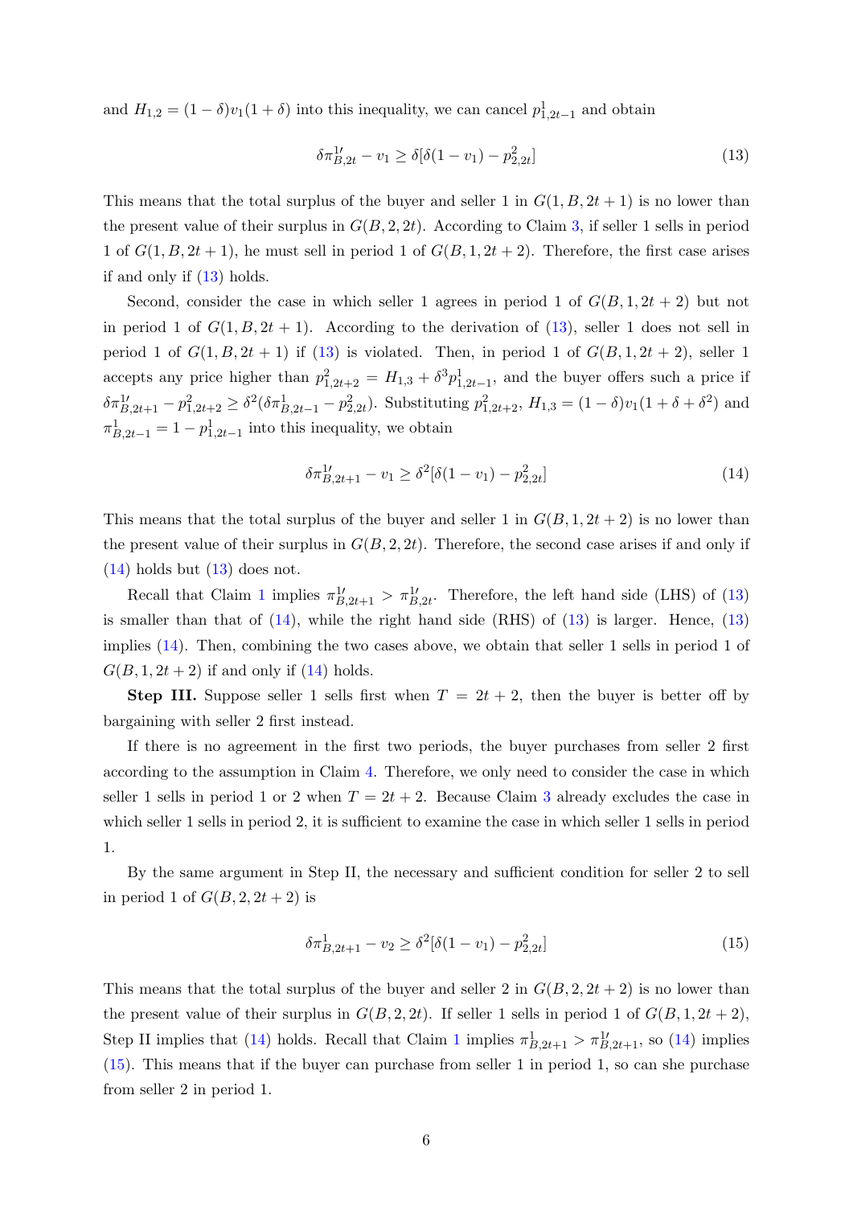and $H_{1,2} = (1-\delta)v_1(1+\delta)$ into this inequality, we can cancel $p^1_{1,2t-1}$ and obtain

$$\delta\pi^{1\prime}_{B,2t} - v_1 \geq \delta[\delta(1-v_1) - p^2_{2,2t}] \tag{13}$$

This means that the total surplus of the buyer and seller 1 in $G(1,B,2t+1)$ is no lower than the present value of their surplus in $G(B,2,2t)$. According to Claim 3, if seller 1 sells in period 1 of $G(1,B,2t+1)$, he must sell in period 1 of $G(B,1,2t+2)$. Therefore, the first case arises if and only if (13) holds.

Second, consider the case in which seller 1 agrees in period 1 of $G(B,1,2t+2)$ but not in period 1 of $G(1,B,2t+1)$. According to the derivation of (13), seller 1 does not sell in period 1 of $G(1,B,2t+1)$ if (13) is violated. Then, in period 1 of $G(B,1,2t+2)$, seller 1 accepts any price higher than $p^2_{1,2t+2} = H_{1,3} + \delta^3 p^1_{1,2t-1}$, and the buyer offers such a price if $\delta\pi^{1\prime}_{B,2t+1} - p^2_{1,2t+2} \geq \delta^2(\delta\pi^1_{B,2t-1} - p^2_{2,2t})$. Substituting $p^2_{1,2t+2}$, $H_{1,3} = (1-\delta)v_1(1+\delta+\delta^2)$ and $\pi^1_{B,2t-1} = 1 - p^1_{1,2t-1}$ into this inequality, we obtain

$$\delta\pi^{1\prime}_{B,2t+1} - v_1 \geq \delta^2[\delta(1-v_1) - p^2_{2,2t}] \tag{14}$$

This means that the total surplus of the buyer and seller 1 in $G(B,1,2t+2)$ is no lower than the present value of their surplus in $G(B,2,2t)$. Therefore, the second case arises if and only if (14) holds but (13) does not.

Recall that Claim 1 implies $\pi^{1\prime}_{B,2t+1} > \pi^{1\prime}_{B,2t}$. Therefore, the left hand side (LHS) of (13) is smaller than that of (14), while the right hand side (RHS) of (13) is larger. Hence, (13) implies (14). Then, combining the two cases above, we obtain that seller 1 sells in period 1 of $G(B,1,2t+2)$ if and only if (14) holds.

**Step III.** Suppose seller 1 sells first when $T = 2t+2$, then the buyer is better off by bargaining with seller 2 first instead.

If there is no agreement in the first two periods, the buyer purchases from seller 2 first according to the assumption in Claim 4. Therefore, we only need to consider the case in which seller 1 sells in period 1 or 2 when $T = 2t+2$. Because Claim 3 already excludes the case in which seller 1 sells in period 2, it is sufficient to examine the case in which seller 1 sells in period 1.

By the same argument in Step II, the necessary and sufficient condition for seller 2 to sell in period 1 of $G(B,2,2t+2)$ is

$$\delta\pi^1_{B,2t+1} - v_2 \geq \delta^2[\delta(1-v_1) - p^2_{2,2t}] \tag{15}$$

This means that the total surplus of the buyer and seller 2 in $G(B,2,2t+2)$ is no lower than the present value of their surplus in $G(B,2,2t)$. If seller 1 sells in period 1 of $G(B,1,2t+2)$, Step II implies that (14) holds. Recall that Claim 1 implies $\pi^1_{B,2t+1} > \pi^{1\prime}_{B,2t+1}$, so (14) implies (15). This means that if the buyer can purchase from seller 1 in period 1, so can she purchase from seller 2 in period 1.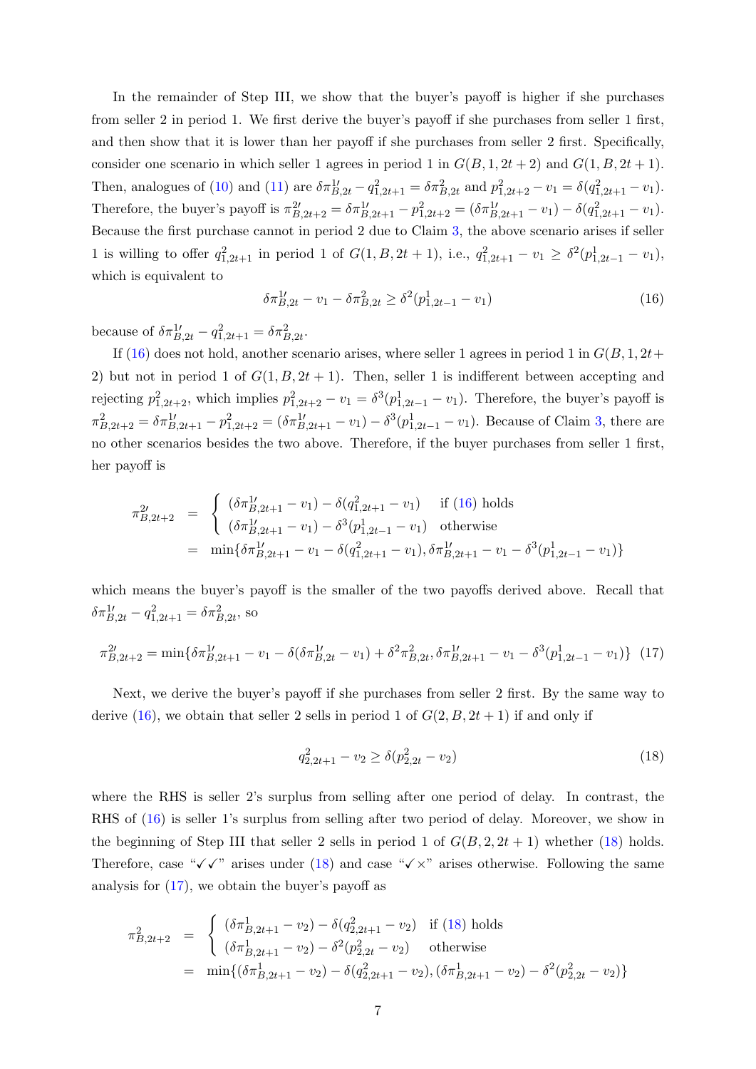In the remainder of Step III, we show that the buyer's payoff is higher if she purchases from seller 2 in period 1. We first derive the buyer's payoff if she purchases from seller 1 first, and then show that it is lower than her payoff if she purchases from seller 2 first. Specifically, consider one scenario in which seller 1 agrees in period 1 in $G(B,1,2t+2)$ and $G(1,B,2t+1)$. Then, analogues of (10) and (11) are $\delta\pi^{1\prime}_{B,2t} - q^2_{1,2t+1} = \delta\pi^2_{B,2t}$ and $p^2_{1,2t+2} - v_1 = \delta(q^2_{1,2t+1} - v_1)$. Therefore, the buyer's payoff is $\pi^{2\prime}_{B,2t+2} = \delta\pi^{1\prime}_{B,2t+1} - p^2_{1,2t+2} = (\delta\pi^{1\prime}_{B,2t+1} - v_1) - \delta(q^2_{1,2t+1} - v_1)$. Because the first purchase cannot in period 2 due to Claim 3, the above scenario arises if seller 1 is willing to offer $q^2_{1,2t+1}$ in period 1 of $G(1,B,2t+1)$, i.e., $q^2_{1,2t+1} - v_1 \geq \delta^2(p^1_{1,2t-1} - v_1)$, which is equivalent to

$$\delta\pi^{1\prime}_{B,2t} - v_1 - \delta\pi^2_{B,2t} \geq \delta^2(p^1_{1,2t-1} - v_1) \tag{16}$$

because of $\delta\pi^{1\prime}_{B,2t} - q^2_{1,2t+1} = \delta\pi^2_{B,2t}$.

If (16) does not hold, another scenario arises, where seller 1 agrees in period 1 in $G(B,1,2t+2)$ but not in period 1 of $G(1,B,2t+1)$. Then, seller 1 is indifferent between accepting and rejecting $p^2_{1,2t+2}$, which implies $p^2_{1,2t+2} - v_1 = \delta^3(p^1_{1,2t-1} - v_1)$. Therefore, the buyer's payoff is $\pi^2_{B,2t+2} = \delta\pi^{1\prime}_{B,2t+1} - p^2_{1,2t+2} = (\delta\pi^{1\prime}_{B,2t+1} - v_1) - \delta^3(p^1_{1,2t-1} - v_1)$. Because of Claim 3, there are no other scenarios besides the two above. Therefore, if the buyer purchases from seller 1 first, her payoff is

$$\begin{aligned}
\pi^{2\prime}_{B,2t+2} &= \begin{cases} (\delta\pi^{1\prime}_{B,2t+1} - v_1) - \delta(q^2_{1,2t+1} - v_1) & \text{if (16) holds} \\ (\delta\pi^{1\prime}_{B,2t+1} - v_1) - \delta^3(p^1_{1,2t-1} - v_1) & \text{otherwise} \end{cases} \\
&= \min\{\delta\pi^{1\prime}_{B,2t+1} - v_1 - \delta(q^2_{1,2t+1} - v_1), \delta\pi^{1\prime}_{B,2t+1} - v_1 - \delta^3(p^1_{1,2t-1} - v_1)\}
\end{aligned}$$

which means the buyer's payoff is the smaller of the two payoffs derived above. Recall that $\delta\pi^{1\prime}_{B,2t} - q^2_{1,2t+1} = \delta\pi^2_{B,2t}$, so

$$\pi^{2\prime}_{B,2t+2} = \min\{\delta\pi^{1\prime}_{B,2t+1} - v_1 - \delta(\delta\pi^{1\prime}_{B,2t} - v_1) + \delta^2\pi^2_{B,2t}, \delta\pi^{1\prime}_{B,2t+1} - v_1 - \delta^3(p^1_{1,2t-1} - v_1)\} \tag{17}$$

Next, we derive the buyer's payoff if she purchases from seller 2 first. By the same way to derive (16), we obtain that seller 2 sells in period 1 of $G(2,B,2t+1)$ if and only if

$$q^2_{2,2t+1} - v_2 \geq \delta(p^2_{2,2t} - v_2) \tag{18}$$

where the RHS is seller 2's surplus from selling after one period of delay. In contrast, the RHS of (16) is seller 1's surplus from selling after two period of delay. Moreover, we show in the beginning of Step III that seller 2 sells in period 1 of $G(B,2,2t+1)$ whether (18) holds. Therefore, case "✓✓" arises under (18) and case "✓×" arises otherwise. Following the same analysis for (17), we obtain the buyer's payoff as

$$\begin{aligned}
\pi^2_{B,2t+2} &= \begin{cases} (\delta\pi^1_{B,2t+1} - v_2) - \delta(q^2_{2,2t+1} - v_2) & \text{if (18) holds} \\ (\delta\pi^1_{B,2t+1} - v_2) - \delta^2(p^2_{2,2t} - v_2) & \text{otherwise} \end{cases} \\
&= \min\{(\delta\pi^1_{B,2t+1} - v_2) - \delta(q^2_{2,2t+1} - v_2), (\delta\pi^1_{B,2t+1} - v_2) - \delta^2(p^2_{2,2t} - v_2)\}
\end{aligned}$$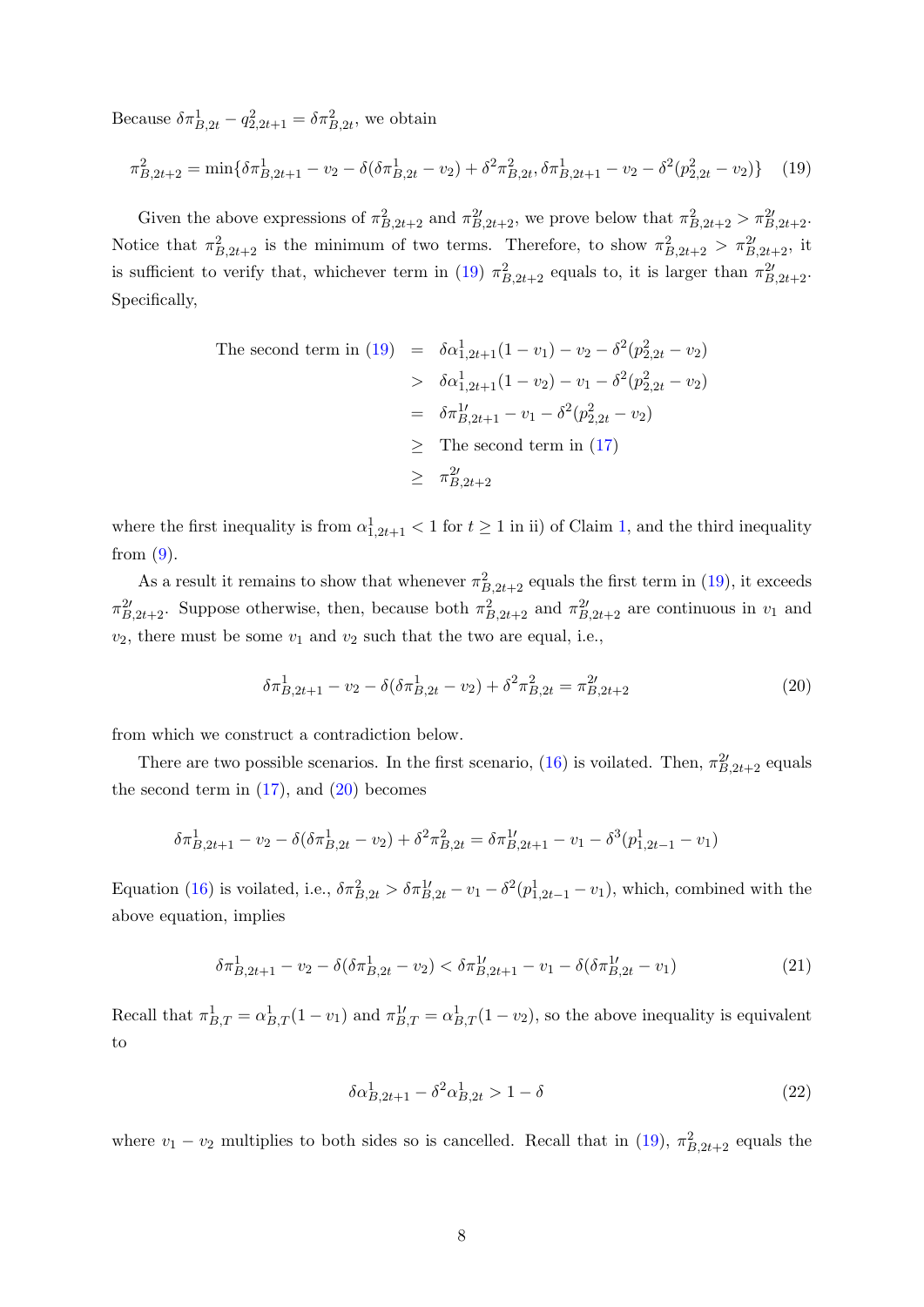Because $\delta\pi^1_{B,2t} - q^2_{2,2t+1} = \delta\pi^2_{B,2t}$, we obtain

$$\pi^2_{B,2t+2} = \min\{\delta\pi^1_{B,2t+1} - v_2 - \delta(\delta\pi^1_{B,2t} - v_2) + \delta^2\pi^2_{B,2t}, \delta\pi^1_{B,2t+1} - v_2 - \delta^2(p^2_{2,2t} - v_2)\} \quad (19)$$

Given the above expressions of $\pi^2_{B,2t+2}$ and $\pi^{2\prime}_{B,2t+2}$, we prove below that $\pi^2_{B,2t+2} > \pi^{2\prime}_{B,2t+2}$. Notice that $\pi^2_{B,2t+2}$ is the minimum of two terms. Therefore, to show $\pi^2_{B,2t+2} > \pi^{2\prime}_{B,2t+2}$, it is sufficient to verify that, whichever term in (19) $\pi^2_{B,2t+2}$ equals to, it is larger than $\pi^{2\prime}_{B,2t+2}$. Specifically,

$$\begin{aligned}
\text{The second term in (19)} &= \delta\alpha^1_{1,2t+1}(1 - v_1) - v_2 - \delta^2(p^2_{2,2t} - v_2) \\
&> \delta\alpha^1_{1,2t+1}(1 - v_2) - v_1 - \delta^2(p^2_{2,2t} - v_2) \\
&= \delta\pi^{1\prime}_{B,2t+1} - v_1 - \delta^2(p^2_{2,2t} - v_2) \\
&\geq \text{The second term in (17)} \\
&\geq \pi^{2\prime}_{B,2t+2}
\end{aligned}$$

where the first inequality is from $\alpha^1_{1,2t+1} < 1$ for $t \geq 1$ in ii) of Claim 1, and the third inequality from (9).

As a result it remains to show that whenever $\pi^2_{B,2t+2}$ equals the first term in (19), it exceeds $\pi^{2\prime}_{B,2t+2}$. Suppose otherwise, then, because both $\pi^2_{B,2t+2}$ and $\pi^{2\prime}_{B,2t+2}$ are continuous in $v_1$ and $v_2$, there must be some $v_1$ and $v_2$ such that the two are equal, i.e.,

$$\delta\pi^1_{B,2t+1} - v_2 - \delta(\delta\pi^1_{B,2t} - v_2) + \delta^2\pi^2_{B,2t} = \pi^{2\prime}_{B,2t+2} \quad (20)$$

from which we construct a contradiction below.

There are two possible scenarios. In the first scenario, (16) is voilated. Then, $\pi^{2\prime}_{B,2t+2}$ equals the second term in (17), and (20) becomes

$$\delta\pi^1_{B,2t+1} - v_2 - \delta(\delta\pi^1_{B,2t} - v_2) + \delta^2\pi^2_{B,2t} = \delta\pi^{1\prime}_{B,2t+1} - v_1 - \delta^3(p^1_{1,2t-1} - v_1)$$

Equation (16) is voilated, i.e., $\delta\pi^2_{B,2t} > \delta\pi^{1\prime}_{B,2t} - v_1 - \delta^2(p^1_{1,2t-1} - v_1)$, which, combined with the above equation, implies

$$\delta\pi^1_{B,2t+1} - v_2 - \delta(\delta\pi^1_{B,2t} - v_2) < \delta\pi^{1\prime}_{B,2t+1} - v_1 - \delta(\delta\pi^{1\prime}_{B,2t} - v_1) \quad (21)$$

Recall that $\pi^1_{B,T} = \alpha^1_{B,T}(1 - v_1)$ and $\pi^{1\prime}_{B,T} = \alpha^1_{B,T}(1 - v_2)$, so the above inequality is equivalent to

$$\delta\alpha^1_{B,2t+1} - \delta^2\alpha^1_{B,2t} > 1 - \delta \quad (22)$$

where $v_1 - v_2$ multiplies to both sides so is cancelled. Recall that in (19), $\pi^2_{B,2t+2}$ equals the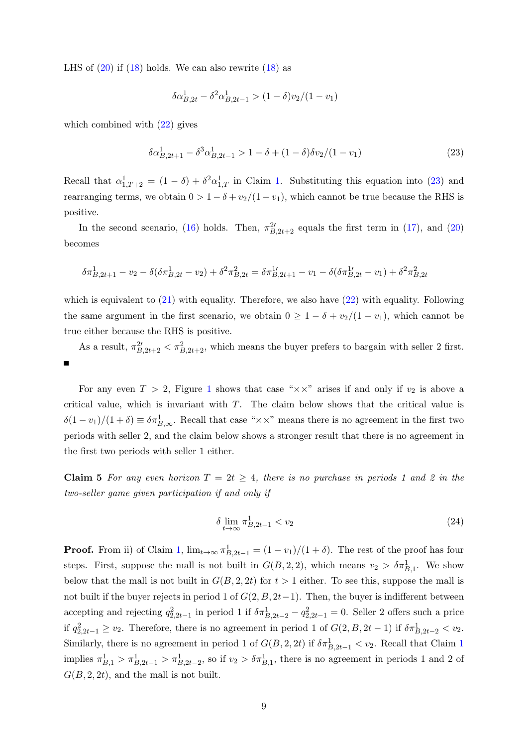LHS of (20) if (18) holds. We can also rewrite (18) as

$$\delta\alpha^1_{B,2t} - \delta^2\alpha^1_{B,2t-1} > (1-\delta)v_2/(1-v_1)$$

which combined with (22) gives

$$\delta\alpha^1_{B,2t+1} - \delta^3\alpha^1_{B,2t-1} > 1-\delta + (1-\delta)\delta v_2/(1-v_1) \tag{23}$$

Recall that $\alpha^1_{1,T+2} = (1-\delta) + \delta^2\alpha^1_{1,T}$ in Claim 1. Substituting this equation into (23) and rearranging terms, we obtain $0 > 1-\delta + v_2/(1-v_1)$, which cannot be true because the RHS is positive.

In the second scenario, (16) holds. Then, $\pi^{2\prime}_{B,2t+2}$ equals the first term in (17), and (20) becomes

$$\delta\pi^1_{B,2t+1} - v_2 - \delta(\delta\pi^1_{B,2t} - v_2) + \delta^2\pi^2_{B,2t} = \delta\pi^{1\prime}_{B,2t+1} - v_1 - \delta(\delta\pi^{1\prime}_{B,2t} - v_1) + \delta^2\pi^2_{B,2t}$$

which is equivalent to (21) with equality. Therefore, we also have (22) with equality. Following the same argument in the first scenario, we obtain $0 \geq 1-\delta + v_2/(1-v_1)$, which cannot be true either because the RHS is positive.

As a result, $\pi^{2\prime}_{B,2t+2} < \pi^2_{B,2t+2}$, which means the buyer prefers to bargain with seller 2 first. ■

For any even $T > 2$, Figure 1 shows that case "××" arises if and only if $v_2$ is above a critical value, which is invariant with $T$. The claim below shows that the critical value is $\delta(1-v_1)/(1+\delta) \equiv \delta\pi^1_{B,\infty}$. Recall that case "××" means there is no agreement in the first two periods with seller 2, and the claim below shows a stronger result that there is no agreement in the first two periods with seller 1 either.

**Claim 5** *For any even horizon $T = 2t \geq 4$, there is no purchase in periods 1 and 2 in the two-seller game given participation if and only if*

$$\delta \lim_{t\to\infty} \pi^1_{B,2t-1} < v_2 \tag{24}$$

**Proof.** From ii) of Claim 1, $\lim_{t\to\infty} \pi^1_{B,2t-1} = (1-v_1)/(1+\delta)$. The rest of the proof has four steps. First, suppose the mall is not built in $G(B,2,2)$, which means $v_2 > \delta\pi^1_{B,1}$. We show below that the mall is not built in $G(B,2,2t)$ for $t > 1$ either. To see this, suppose the mall is not built if the buyer rejects in period 1 of $G(2,B,2t-1)$. Then, the buyer is indifferent between accepting and rejecting $q^2_{2,2t-1}$ in period 1 if $\delta\pi^1_{B,2t-2} - q^2_{2,2t-1} = 0$. Seller 2 offers such a price if $q^2_{2,2t-1} \geq v_2$. Therefore, there is no agreement in period 1 of $G(2,B,2t-1)$ if $\delta\pi^1_{B,2t-2} < v_2$. Similarly, there is no agreement in period 1 of $G(B,2,2t)$ if $\delta\pi^1_{B,2t-1} < v_2$. Recall that Claim 1 implies $\pi^1_{B,1} > \pi^1_{B,2t-1} > \pi^1_{B,2t-2}$, so if $v_2 > \delta\pi^1_{B,1}$, there is no agreement in periods 1 and 2 of $G(B,2,2t)$, and the mall is not built.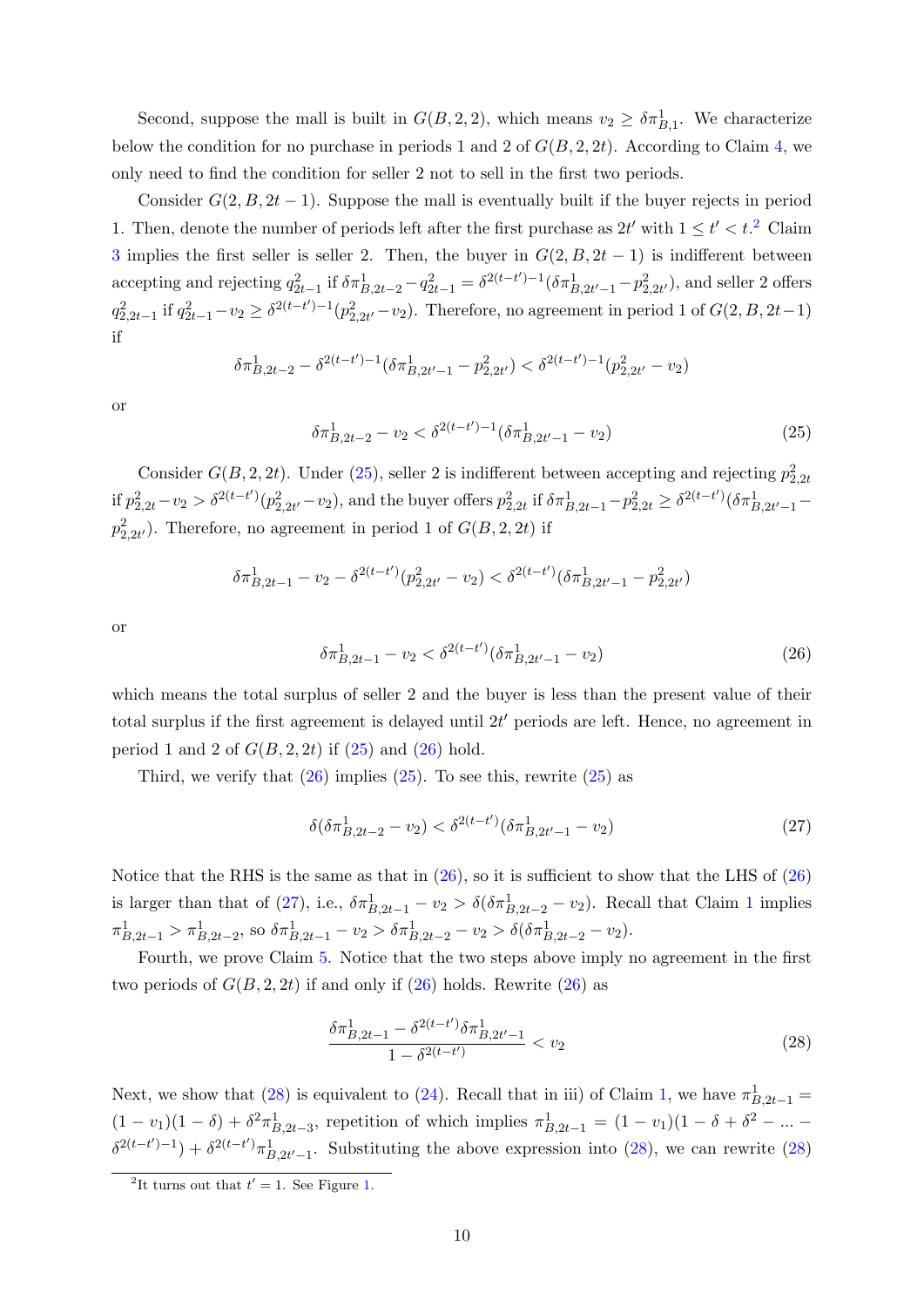Second, suppose the mall is built in $G(B, 2, 2)$, which means $v_2 \geq \delta\pi^1_{B,1}$. We characterize below the condition for no purchase in periods 1 and 2 of $G(B, 2, 2t)$. According to Claim 4, we only need to find the condition for seller 2 not to sell in the first two periods.

Consider $G(2, B, 2t-1)$. Suppose the mall is eventually built if the buyer rejects in period 1. Then, denote the number of periods left after the first purchase as $2t'$ with $1 \leq t' < t$.[2] Claim 3 implies the first seller is seller 2. Then, the buyer in $G(2, B, 2t-1)$ is indifferent between accepting and rejecting $q^2_{2t-1}$ if $\delta\pi^1_{B,2t-2} - q^2_{2t-1} = \delta^{2(t-t')-1}(\delta\pi^1_{B,2t'-1} - p^2_{2,2t'})$, and seller 2 offers $q^2_{2,2t-1}$ if $q^2_{2t-1} - v_2 \geq \delta^{2(t-t')-1}(p^2_{2,2t'} - v_2)$. Therefore, no agreement in period 1 of $G(2, B, 2t-1)$ if

$$\delta\pi^1_{B,2t-2} - \delta^{2(t-t')-1}(\delta\pi^1_{B,2t'-1} - p^2_{2,2t'}) < \delta^{2(t-t')-1}(p^2_{2,2t'} - v_2)$$

or

$$\delta\pi^1_{B,2t-2} - v_2 < \delta^{2(t-t')-1}(\delta\pi^1_{B,2t'-1} - v_2) \tag{25}$$

Consider $G(B, 2, 2t)$. Under (25), seller 2 is indifferent between accepting and rejecting $p^2_{2,2t}$ if $p^2_{2,2t} - v_2 > \delta^{2(t-t')}(p^2_{2,2t'} - v_2)$, and the buyer offers $p^2_{2,2t}$ if $\delta\pi^1_{B,2t-1} - p^2_{2,2t} \geq \delta^{2(t-t')}(\delta\pi^1_{B,2t'-1} - p^2_{2,2t'})$. Therefore, no agreement in period 1 of $G(B, 2, 2t)$ if

$$\delta\pi^1_{B,2t-1} - v_2 - \delta^{2(t-t')}(p^2_{2,2t'} - v_2) < \delta^{2(t-t')}(\delta\pi^1_{B,2t'-1} - p^2_{2,2t'})$$

or

$$\delta\pi^1_{B,2t-1} - v_2 < \delta^{2(t-t')}(\delta\pi^1_{B,2t'-1} - v_2) \tag{26}$$

which means the total surplus of seller 2 and the buyer is less than the present value of their total surplus if the first agreement is delayed until $2t'$ periods are left. Hence, no agreement in period 1 and 2 of $G(B, 2, 2t)$ if (25) and (26) hold.

Third, we verify that (26) implies (25). To see this, rewrite (25) as

$$\delta(\delta\pi^1_{B,2t-2} - v_2) < \delta^{2(t-t')}(\delta\pi^1_{B,2t'-1} - v_2) \tag{27}$$

Notice that the RHS is the same as that in (26), so it is sufficient to show that the LHS of (26) is larger than that of (27), i.e., $\delta\pi^1_{B,2t-1} - v_2 > \delta(\delta\pi^1_{B,2t-2} - v_2)$. Recall that Claim 1 implies $\pi^1_{B,2t-1} > \pi^1_{B,2t-2}$, so $\delta\pi^1_{B,2t-1} - v_2 > \delta\pi^1_{B,2t-2} - v_2 > \delta(\delta\pi^1_{B,2t-2} - v_2)$.

Fourth, we prove Claim 5. Notice that the two steps above imply no agreement in the first two periods of $G(B, 2, 2t)$ if and only if (26) holds. Rewrite (26) as

$$\frac{\delta\pi^1_{B,2t-1} - \delta^{2(t-t')}\delta\pi^1_{B,2t'-1}}{1 - \delta^{2(t-t')}} < v_2 \tag{28}$$

Next, we show that (28) is equivalent to (24). Recall that in iii) of Claim 1, we have $\pi^1_{B,2t-1} = (1 - v_1)(1 - \delta) + \delta^2\pi^1_{B,2t-3}$, repetition of which implies $\pi^1_{B,2t-1} = (1 - v_1)(1 - \delta + \delta^2 - ... - \delta^{2(t-t')-1}) + \delta^{2(t-t')}\pi^1_{B,2t'-1}$. Substituting the above expression into (28), we can rewrite (28)

[2] It turns out that $t' = 1$. See Figure 1.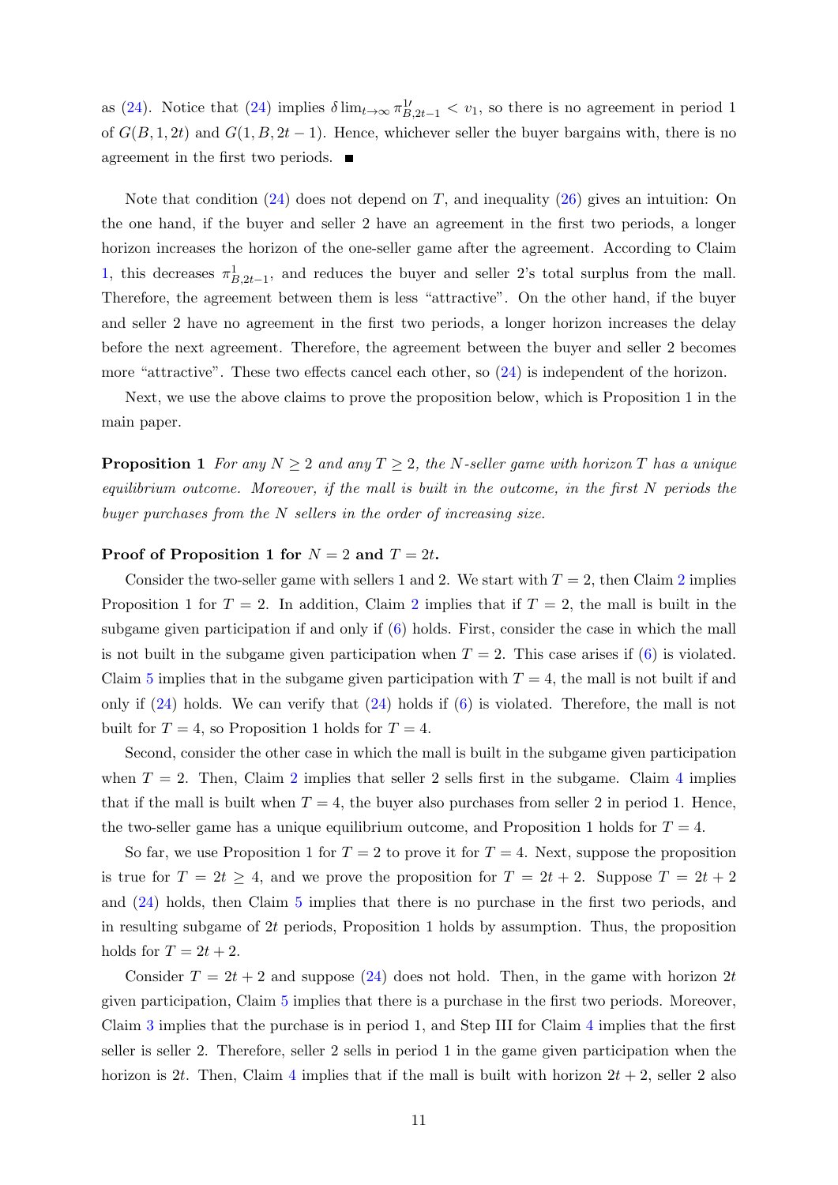as (24). Notice that (24) implies $\delta \lim_{t\to\infty} \pi^{1\prime}_{B,2t-1} < v_1$, so there is no agreement in period 1 of $G(B, 1, 2t)$ and $G(1, B, 2t-1)$. Hence, whichever seller the buyer bargains with, there is no agreement in the first two periods. ■

Note that condition (24) does not depend on $T$, and inequality (26) gives an intuition: On the one hand, if the buyer and seller 2 have an agreement in the first two periods, a longer horizon increases the horizon of the one-seller game after the agreement. According to Claim 1, this decreases $\pi^1_{B,2t-1}$, and reduces the buyer and seller 2's total surplus from the mall. Therefore, the agreement between them is less "attractive". On the other hand, if the buyer and seller 2 have no agreement in the first two periods, a longer horizon increases the delay before the next agreement. Therefore, the agreement between the buyer and seller 2 becomes more "attractive". These two effects cancel each other, so (24) is independent of the horizon.

Next, we use the above claims to prove the proposition below, which is Proposition 1 in the main paper.

**Proposition 1** *For any $N \geq 2$ and any $T \geq 2$, the $N$-seller game with horizon $T$ has a unique equilibrium outcome. Moreover, if the mall is built in the outcome, in the first $N$ periods the buyer purchases from the $N$ sellers in the order of increasing size.*

**Proof of Proposition 1 for $N = 2$ and $T = 2t$.**

Consider the two-seller game with sellers 1 and 2. We start with $T = 2$, then Claim 2 implies Proposition 1 for $T = 2$. In addition, Claim 2 implies that if $T = 2$, the mall is built in the subgame given participation if and only if (6) holds. First, consider the case in which the mall is not built in the subgame given participation when $T = 2$. This case arises if (6) is violated. Claim 5 implies that in the subgame given participation with $T = 4$, the mall is not built if and only if (24) holds. We can verify that (24) holds if (6) is violated. Therefore, the mall is not built for $T = 4$, so Proposition 1 holds for $T = 4$.

Second, consider the other case in which the mall is built in the subgame given participation when $T = 2$. Then, Claim 2 implies that seller 2 sells first in the subgame. Claim 4 implies that if the mall is built when $T = 4$, the buyer also purchases from seller 2 in period 1. Hence, the two-seller game has a unique equilibrium outcome, and Proposition 1 holds for $T = 4$.

So far, we use Proposition 1 for $T = 2$ to prove it for $T = 4$. Next, suppose the proposition is true for $T = 2t \geq 4$, and we prove the proposition for $T = 2t + 2$. Suppose $T = 2t + 2$ and (24) holds, then Claim 5 implies that there is no purchase in the first two periods, and in resulting subgame of $2t$ periods, Proposition 1 holds by assumption. Thus, the proposition holds for $T = 2t + 2$.

Consider $T = 2t + 2$ and suppose (24) does not hold. Then, in the game with horizon $2t$ given participation, Claim 5 implies that there is a purchase in the first two periods. Moreover, Claim 3 implies that the purchase is in period 1, and Step III for Claim 4 implies that the first seller is seller 2. Therefore, seller 2 sells in period 1 in the game given participation when the horizon is $2t$. Then, Claim 4 implies that if the mall is built with horizon $2t + 2$, seller 2 also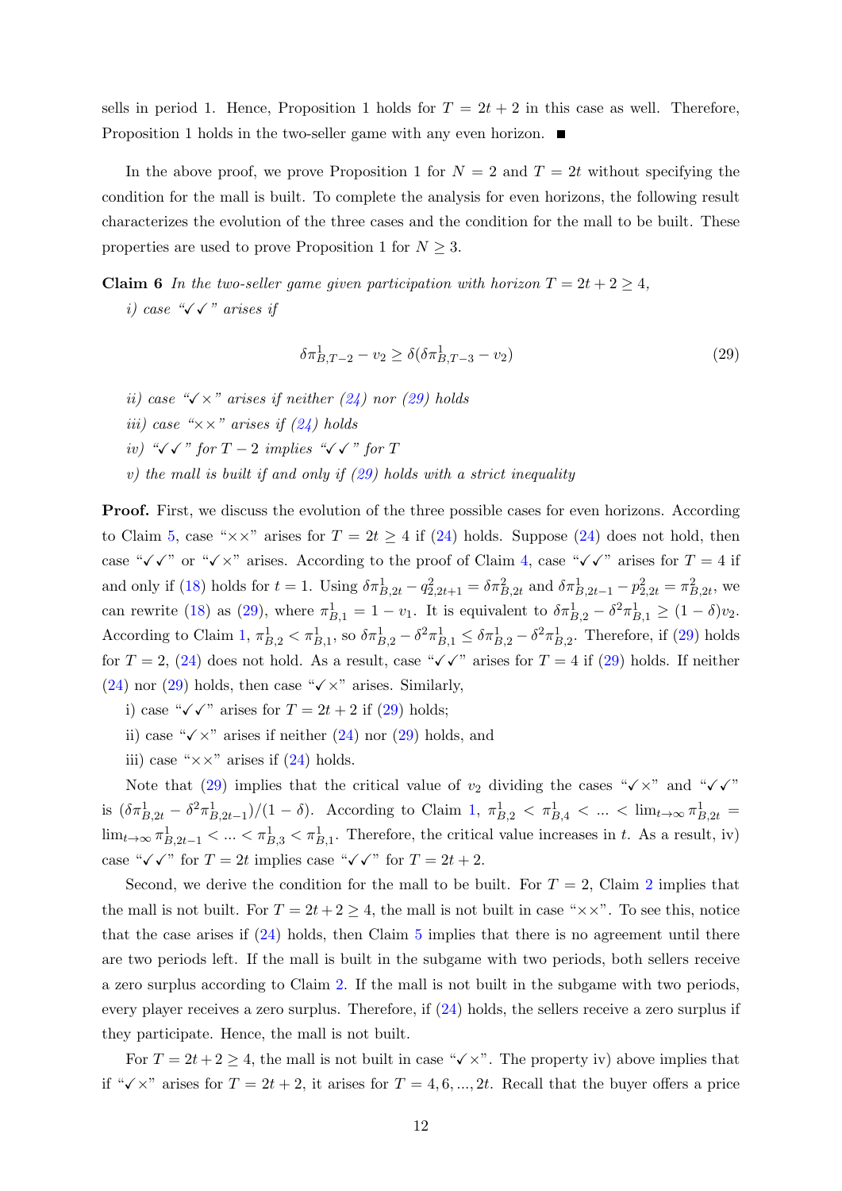sells in period 1. Hence, Proposition 1 holds for $T = 2t + 2$ in this case as well. Therefore, Proposition 1 holds in the two-seller game with any even horizon. ■

In the above proof, we prove Proposition 1 for $N = 2$ and $T = 2t$ without specifying the condition for the mall is built. To complete the analysis for even horizons, the following result characterizes the evolution of the three cases and the condition for the mall to be built. These properties are used to prove Proposition 1 for $N \geq 3$.

**Claim 6** *In the two-seller game given participation with horizon $T = 2t + 2 \geq 4$,*

*i) case "✓✓" arises if*

$$\delta\pi^1_{B,T-2} - v_2 \geq \delta(\delta\pi^1_{B,T-3} - v_2) \tag{29}$$

*ii) case "✓×" arises if neither (24) nor (29) holds*

*iii) case "××" arises if (24) holds*

*iv) "✓✓" for $T-2$ implies "✓✓" for $T$*

*v) the mall is built if and only if (29) holds with a strict inequality*

**Proof.** First, we discuss the evolution of the three possible cases for even horizons. According to Claim 5, case "××" arises for $T = 2t \geq 4$ if (24) holds. Suppose (24) does not hold, then case "✓✓" or "✓×" arises. According to the proof of Claim 4, case "✓✓" arises for $T = 4$ if and only if (18) holds for $t = 1$. Using $\delta\pi^1_{B,2t} - q^2_{2,2t+1} = \delta\pi^2_{B,2t}$ and $\delta\pi^1_{B,2t-1} - p^2_{2,2t} = \pi^2_{B,2t}$, we can rewrite (18) as (29), where $\pi^1_{B,1} = 1 - v_1$. It is equivalent to $\delta\pi^1_{B,2} - \delta^2\pi^1_{B,1} \geq (1-\delta)v_2$. According to Claim 1, $\pi^1_{B,2} < \pi^1_{B,1}$, so $\delta\pi^1_{B,2} - \delta^2\pi^1_{B,1} \leq \delta\pi^1_{B,2} - \delta^2\pi^1_{B,2}$. Therefore, if (29) holds for $T = 2$, (24) does not hold. As a result, case "✓✓" arises for $T = 4$ if (29) holds. If neither (24) nor (29) holds, then case "✓×" arises. Similarly,

i) case "✓✓" arises for $T = 2t + 2$ if (29) holds;

ii) case "✓×" arises if neither (24) nor (29) holds, and

iii) case "××" arises if (24) holds.

Note that (29) implies that the critical value of $v_2$ dividing the cases "✓×" and "✓✓" is $(\delta\pi^1_{B,2t} - \delta^2\pi^1_{B,2t-1})/(1-\delta)$. According to Claim 1, $\pi^1_{B,2} < \pi^1_{B,4} < \ldots < \lim_{t\to\infty}\pi^1_{B,2t} = \lim_{t\to\infty}\pi^1_{B,2t-1} < \ldots < \pi^1_{B,3} < \pi^1_{B,1}$. Therefore, the critical value increases in $t$. As a result, iv) case "✓✓" for $T = 2t$ implies case "✓✓" for $T = 2t + 2$.

Second, we derive the condition for the mall to be built. For $T = 2$, Claim 2 implies that the mall is not built. For $T = 2t + 2 \geq 4$, the mall is not built in case "××". To see this, notice that the case arises if (24) holds, then Claim 5 implies that there is no agreement until there are two periods left. If the mall is built in the subgame with two periods, both sellers receive a zero surplus according to Claim 2. If the mall is not built in the subgame with two periods, every player receives a zero surplus. Therefore, if (24) holds, the sellers receive a zero surplus if they participate. Hence, the mall is not built.

For $T = 2t + 2 \geq 4$, the mall is not built in case "✓×". The property iv) above implies that if "✓×" arises for $T = 2t + 2$, it arises for $T = 4, 6, \ldots, 2t$. Recall that the buyer offers a price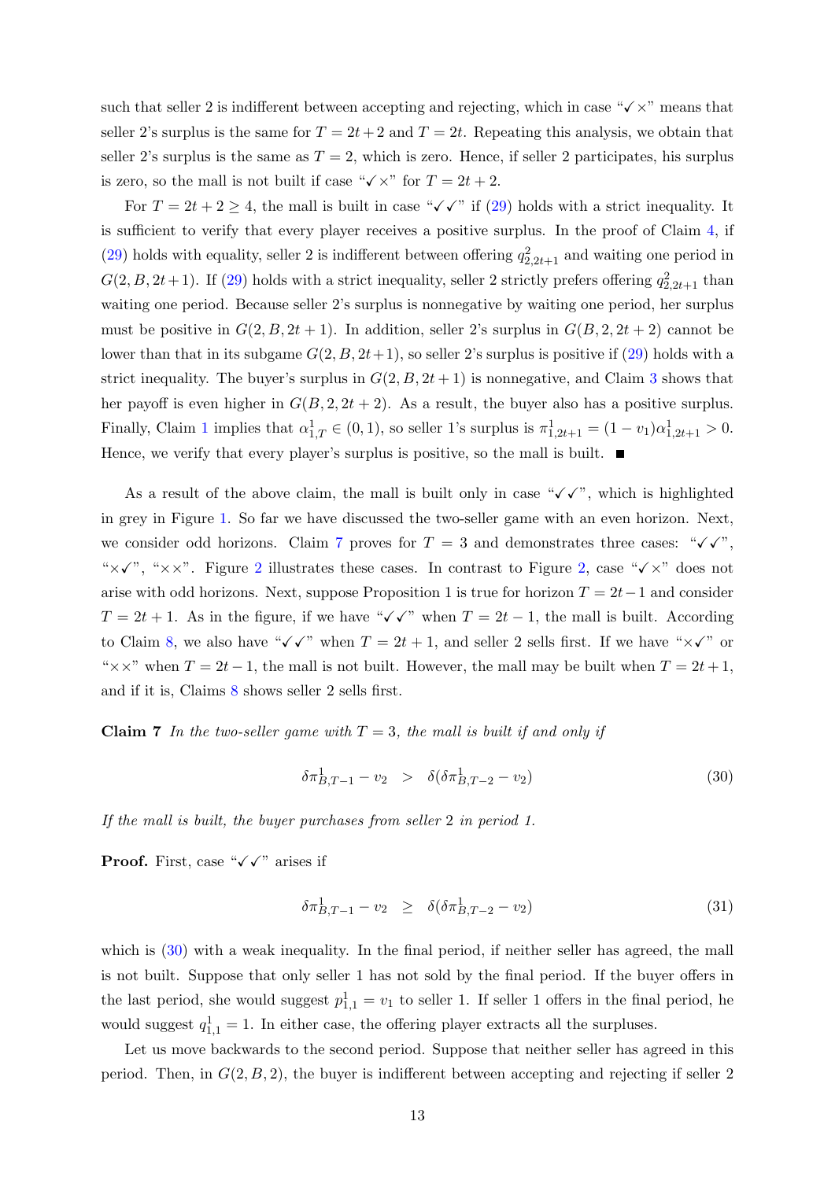such that seller 2 is indifferent between accepting and rejecting, which in case "✓×" means that seller 2's surplus is the same for $T = 2t+2$ and $T = 2t$. Repeating this analysis, we obtain that seller 2's surplus is the same as $T = 2$, which is zero. Hence, if seller 2 participates, his surplus is zero, so the mall is not built if case "✓×" for $T = 2t + 2$.

For $T = 2t + 2 \geq 4$, the mall is built in case "✓✓" if (29) holds with a strict inequality. It is sufficient to verify that every player receives a positive surplus. In the proof of Claim 4, if (29) holds with equality, seller 2 is indifferent between offering $q^2_{2,2t+1}$ and waiting one period in $G(2, B, 2t+1)$. If (29) holds with a strict inequality, seller 2 strictly prefers offering $q^2_{2,2t+1}$ than waiting one period. Because seller 2's surplus is nonnegative by waiting one period, her surplus must be positive in $G(2, B, 2t + 1)$. In addition, seller 2's surplus in $G(B, 2, 2t + 2)$ cannot be lower than that in its subgame $G(2, B, 2t+1)$, so seller 2's surplus is positive if (29) holds with a strict inequality. The buyer's surplus in $G(2, B, 2t + 1)$ is nonnegative, and Claim 3 shows that her payoff is even higher in $G(B, 2, 2t + 2)$. As a result, the buyer also has a positive surplus. Finally, Claim 1 implies that $\alpha^1_{1,T} \in (0, 1)$, so seller 1's surplus is $\pi^1_{1,2t+1} = (1 - v_1)\alpha^1_{1,2t+1} > 0$. Hence, we verify that every player's surplus is positive, so the mall is built. ■

As a result of the above claim, the mall is built only in case "✓✓", which is highlighted in grey in Figure 1. So far we have discussed the two-seller game with an even horizon. Next, we consider odd horizons. Claim 7 proves for $T = 3$ and demonstrates three cases: "✓✓", "×✓", "××". Figure 2 illustrates these cases. In contrast to Figure 2, case "✓×" does not arise with odd horizons. Next, suppose Proposition 1 is true for horizon $T = 2t-1$ and consider $T = 2t + 1$. As in the figure, if we have "✓✓" when $T = 2t - 1$, the mall is built. According to Claim 8, we also have "✓✓" when $T = 2t + 1$, and seller 2 sells first. If we have "×✓" or "××" when $T = 2t - 1$, the mall is not built. However, the mall may be built when $T = 2t+1$, and if it is, Claims 8 shows seller 2 sells first.

**Claim 7** *In the two-seller game with $T = 3$, the mall is built if and only if*

$$\delta\pi^1_{B,T-1} - v_2 \quad > \quad \delta(\delta\pi^1_{B,T-2} - v_2) \tag{30}$$

*If the mall is built, the buyer purchases from seller 2 in period 1.*

**Proof.** First, case "✓✓" arises if

$$\delta\pi^1_{B,T-1} - v_2 \quad \geq \quad \delta(\delta\pi^1_{B,T-2} - v_2) \tag{31}$$

which is (30) with a weak inequality. In the final period, if neither seller has agreed, the mall is not built. Suppose that only seller 1 has not sold by the final period. If the buyer offers in the last period, she would suggest $p^1_{1,1} = v_1$ to seller 1. If seller 1 offers in the final period, he would suggest $q^1_{1,1} = 1$. In either case, the offering player extracts all the surpluses.

Let us move backwards to the second period. Suppose that neither seller has agreed in this period. Then, in $G(2, B, 2)$, the buyer is indifferent between accepting and rejecting if seller 2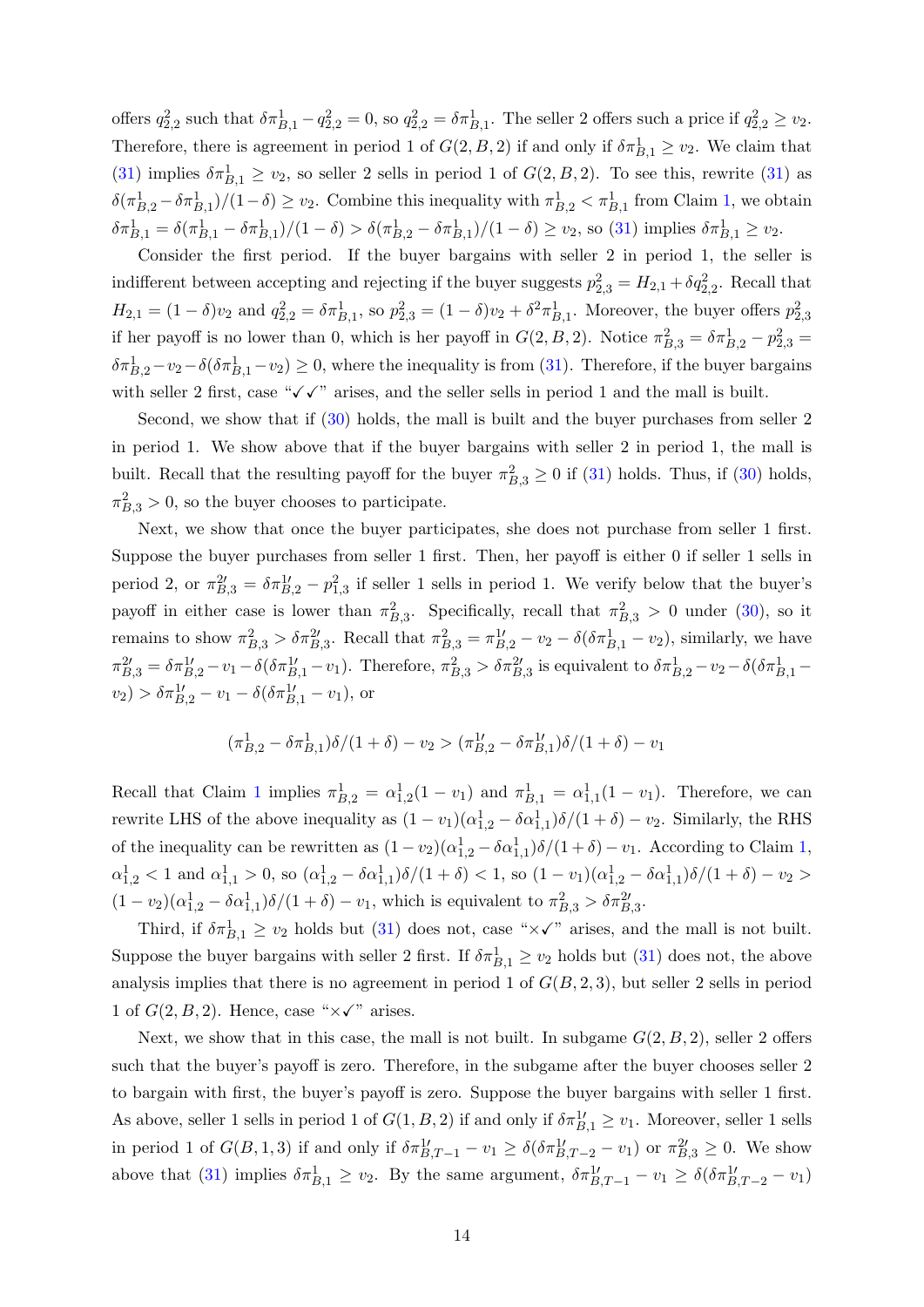offers $q^2_{2,2}$ such that $\delta\pi^1_{B,1} - q^2_{2,2} = 0$, so $q^2_{2,2} = \delta\pi^1_{B,1}$. The seller 2 offers such a price if $q^2_{2,2} \geq v_2$. Therefore, there is agreement in period 1 of $G(2, B, 2)$ if and only if $\delta\pi^1_{B,1} \geq v_2$. We claim that (31) implies $\delta\pi^1_{B,1} \geq v_2$, so seller 2 sells in period 1 of $G(2, B, 2)$. To see this, rewrite (31) as $\delta(\pi^1_{B,2} - \delta\pi^1_{B,1})/(1-\delta) \geq v_2$. Combine this inequality with $\pi^1_{B,2} < \pi^1_{B,1}$ from Claim 1, we obtain $\delta\pi^1_{B,1} = \delta(\pi^1_{B,1} - \delta\pi^1_{B,1})/(1-\delta) > \delta(\pi^1_{B,2} - \delta\pi^1_{B,1})/(1-\delta) \geq v_2$, so (31) implies $\delta\pi^1_{B,1} \geq v_2$.

Consider the first period. If the buyer bargains with seller 2 in period 1, the seller is indifferent between accepting and rejecting if the buyer suggests $p^2_{2,3} = H_{2,1} + \delta q^2_{2,2}$. Recall that $H_{2,1} = (1-\delta)v_2$ and $q^2_{2,2} = \delta\pi^1_{B,1}$, so $p^2_{2,3} = (1-\delta)v_2 + \delta^2\pi^1_{B,1}$. Moreover, the buyer offers $p^2_{2,3}$ if her payoff is no lower than 0, which is her payoff in $G(2, B, 2)$. Notice $\pi^2_{B,3} = \delta\pi^1_{B,2} - p^2_{2,3} = \delta\pi^1_{B,2} - v_2 - \delta(\delta\pi^1_{B,1} - v_2) \geq 0$, where the inequality is from (31). Therefore, if the buyer bargains with seller 2 first, case "✓✓" arises, and the seller sells in period 1 and the mall is built.

Second, we show that if (30) holds, the mall is built and the buyer purchases from seller 2 in period 1. We show above that if the buyer bargains with seller 2 in period 1, the mall is built. Recall that the resulting payoff for the buyer $\pi^2_{B,3} \geq 0$ if (31) holds. Thus, if (30) holds, $\pi^2_{B,3} > 0$, so the buyer chooses to participate.

Next, we show that once the buyer participates, she does not purchase from seller 1 first. Suppose the buyer purchases from seller 1 first. Then, her payoff is either 0 if seller 1 sells in period 2, or $\pi^{2\prime}_{B,3} = \delta\pi^{1\prime}_{B,2} - p^2_{1,3}$ if seller 1 sells in period 1. We verify below that the buyer's payoff in either case is lower than $\pi^2_{B,3}$. Specifically, recall that $\pi^2_{B,3} > 0$ under (30), so it remains to show $\pi^2_{B,3} > \delta\pi^{2\prime}_{B,3}$. Recall that $\pi^2_{B,3} = \pi^{1\prime}_{B,2} - v_2 - \delta(\delta\pi^1_{B,1} - v_2)$, similarly, we have $\pi^{2\prime}_{B,3} = \delta\pi^{1\prime}_{B,2} - v_1 - \delta(\delta\pi^{1\prime}_{B,1} - v_1)$. Therefore, $\pi^2_{B,3} > \delta\pi^{2\prime}_{B,3}$ is equivalent to $\delta\pi^1_{B,2} - v_2 - \delta(\delta\pi^1_{B,1} - v_2) > \delta\pi^{1\prime}_{B,2} - v_1 - \delta(\delta\pi^{1\prime}_{B,1} - v_1)$, or

$$(\pi^1_{B,2} - \delta\pi^1_{B,1})\delta/(1+\delta) - v_2 > (\pi^{1\prime}_{B,2} - \delta\pi^{1\prime}_{B,1})\delta/(1+\delta) - v_1$$

Recall that Claim 1 implies $\pi^1_{B,2} = \alpha^1_{1,2}(1 - v_1)$ and $\pi^1_{B,1} = \alpha^1_{1,1}(1 - v_1)$. Therefore, we can rewrite LHS of the above inequality as $(1 - v_1)(\alpha^1_{1,2} - \delta\alpha^1_{1,1})\delta/(1+\delta) - v_2$. Similarly, the RHS of the inequality can be rewritten as $(1 - v_2)(\alpha^1_{1,2} - \delta\alpha^1_{1,1})\delta/(1+\delta) - v_1$. According to Claim 1, $\alpha^1_{1,2} < 1$ and $\alpha^1_{1,1} > 0$, so $(\alpha^1_{1,2} - \delta\alpha^1_{1,1})\delta/(1+\delta) < 1$, so $(1 - v_1)(\alpha^1_{1,2} - \delta\alpha^1_{1,1})\delta/(1+\delta) - v_2 > (1 - v_2)(\alpha^1_{1,2} - \delta\alpha^1_{1,1})\delta/(1+\delta) - v_1$, which is equivalent to $\pi^2_{B,3} > \delta\pi^{2\prime}_{B,3}$.

Third, if $\delta\pi^1_{B,1} \geq v_2$ holds but (31) does not, case "×✓" arises, and the mall is not built. Suppose the buyer bargains with seller 2 first. If $\delta\pi^1_{B,1} \geq v_2$ holds but (31) does not, the above analysis implies that there is no agreement in period 1 of $G(B, 2, 3)$, but seller 2 sells in period 1 of $G(2, B, 2)$. Hence, case "×✓" arises.

Next, we show that in this case, the mall is not built. In subgame $G(2, B, 2)$, seller 2 offers such that the buyer's payoff is zero. Therefore, in the subgame after the buyer chooses seller 2 to bargain with first, the buyer's payoff is zero. Suppose the buyer bargains with seller 1 first. As above, seller 1 sells in period 1 of $G(1, B, 2)$ if and only if $\delta\pi^{1\prime}_{B,1} \geq v_1$. Moreover, seller 1 sells in period 1 of $G(B, 1, 3)$ if and only if $\delta\pi^{1\prime}_{B,T-1} - v_1 \geq \delta(\delta\pi^{1\prime}_{B,T-2} - v_1)$ or $\pi^{2\prime}_{B,3} \geq 0$. We show above that (31) implies $\delta\pi^1_{B,1} \geq v_2$. By the same argument, $\delta\pi^{1\prime}_{B,T-1} - v_1 \geq \delta(\delta\pi^{1\prime}_{B,T-2} - v_1)$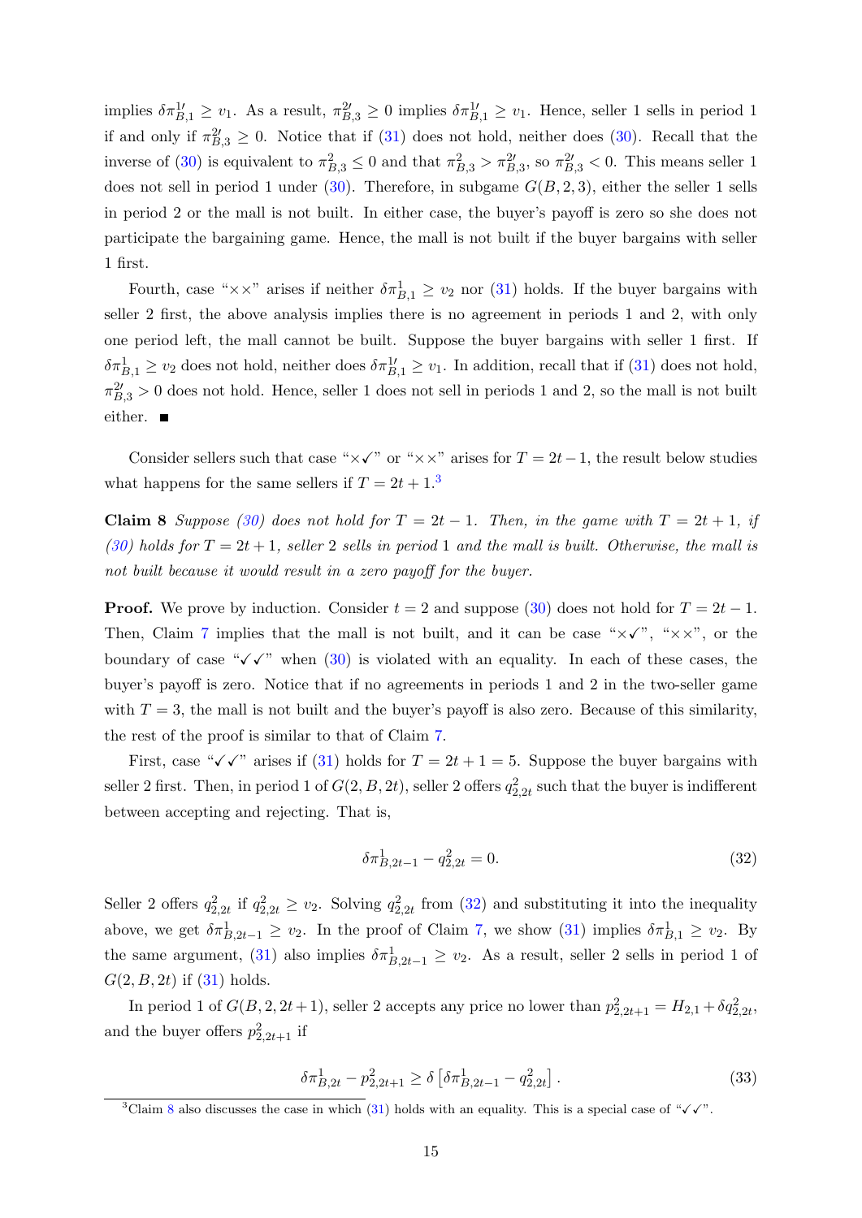implies $\delta\pi^{1\prime}_{B,1} \geq v_1$. As a result, $\pi^{2\prime}_{B,3} \geq 0$ implies $\delta\pi^{1\prime}_{B,1} \geq v_1$. Hence, seller 1 sells in period 1 if and only if $\pi^{2\prime}_{B,3} \geq 0$. Notice that if (31) does not hold, neither does (30). Recall that the inverse of (30) is equivalent to $\pi^{2}_{B,3} \leq 0$ and that $\pi^{2}_{B,3} > \pi^{2\prime}_{B,3}$, so $\pi^{2\prime}_{B,3} < 0$. This means seller 1 does not sell in period 1 under (30). Therefore, in subgame $G(B, 2, 3)$, either the seller 1 sells in period 2 or the mall is not built. In either case, the buyer's payoff is zero so she does not participate the bargaining game. Hence, the mall is not built if the buyer bargains with seller 1 first.

Fourth, case "××" arises if neither $\delta\pi^{1}_{B,1} \geq v_2$ nor (31) holds. If the buyer bargains with seller 2 first, the above analysis implies there is no agreement in periods 1 and 2, with only one period left, the mall cannot be built. Suppose the buyer bargains with seller 1 first. If $\delta\pi^{1}_{B,1} \geq v_2$ does not hold, neither does $\delta\pi^{1\prime}_{B,1} \geq v_1$. In addition, recall that if (31) does not hold, $\pi^{2\prime}_{B,3} > 0$ does not hold. Hence, seller 1 does not sell in periods 1 and 2, so the mall is not built either. ■

Consider sellers such that case "×✓" or "××" arises for $T = 2t - 1$, the result below studies what happens for the same sellers if $T = 2t + 1$.[3]

**Claim 8** *Suppose (30) does not hold for $T = 2t - 1$. Then, in the game with $T = 2t + 1$, if (30) holds for $T = 2t + 1$, seller 2 sells in period 1 and the mall is built. Otherwise, the mall is not built because it would result in a zero payoff for the buyer.*

**Proof.** We prove by induction. Consider $t = 2$ and suppose (30) does not hold for $T = 2t - 1$. Then, Claim 7 implies that the mall is not built, and it can be case "×✓", "××", or the boundary of case "✓✓" when (30) is violated with an equality. In each of these cases, the buyer's payoff is zero. Notice that if no agreements in periods 1 and 2 in the two-seller game with $T = 3$, the mall is not built and the buyer's payoff is also zero. Because of this similarity, the rest of the proof is similar to that of Claim 7.

First, case "✓✓" arises if (31) holds for $T = 2t + 1 = 5$. Suppose the buyer bargains with seller 2 first. Then, in period 1 of $G(2, B, 2t)$, seller 2 offers $q^{2}_{2,2t}$ such that the buyer is indifferent between accepting and rejecting. That is,

$$\delta\pi^{1}_{B,2t-1} - q^{2}_{2,2t} = 0. \tag{32}$$

Seller 2 offers $q^{2}_{2,2t}$ if $q^{2}_{2,2t} \geq v_2$. Solving $q^{2}_{2,2t}$ from (32) and substituting it into the inequality above, we get $\delta\pi^{1}_{B,2t-1} \geq v_2$. In the proof of Claim 7, we show (31) implies $\delta\pi^{1}_{B,1} \geq v_2$. By the same argument, (31) also implies $\delta\pi^{1}_{B,2t-1} \geq v_2$. As a result, seller 2 sells in period 1 of $G(2, B, 2t)$ if (31) holds.

In period 1 of $G(B, 2, 2t+1)$, seller 2 accepts any price no lower than $p^{2}_{2,2t+1} = H_{2,1} + \delta q^{2}_{2,2t}$, and the buyer offers $p^{2}_{2,2t+1}$ if

$$\delta\pi^{1}_{B,2t} - p^{2}_{2,2t+1} \geq \delta\left[\delta\pi^{1}_{B,2t-1} - q^{2}_{2,2t}\right]. \tag{33}$$

[3] Claim 8 also discusses the case in which (31) holds with an equality. This is a special case of "✓✓".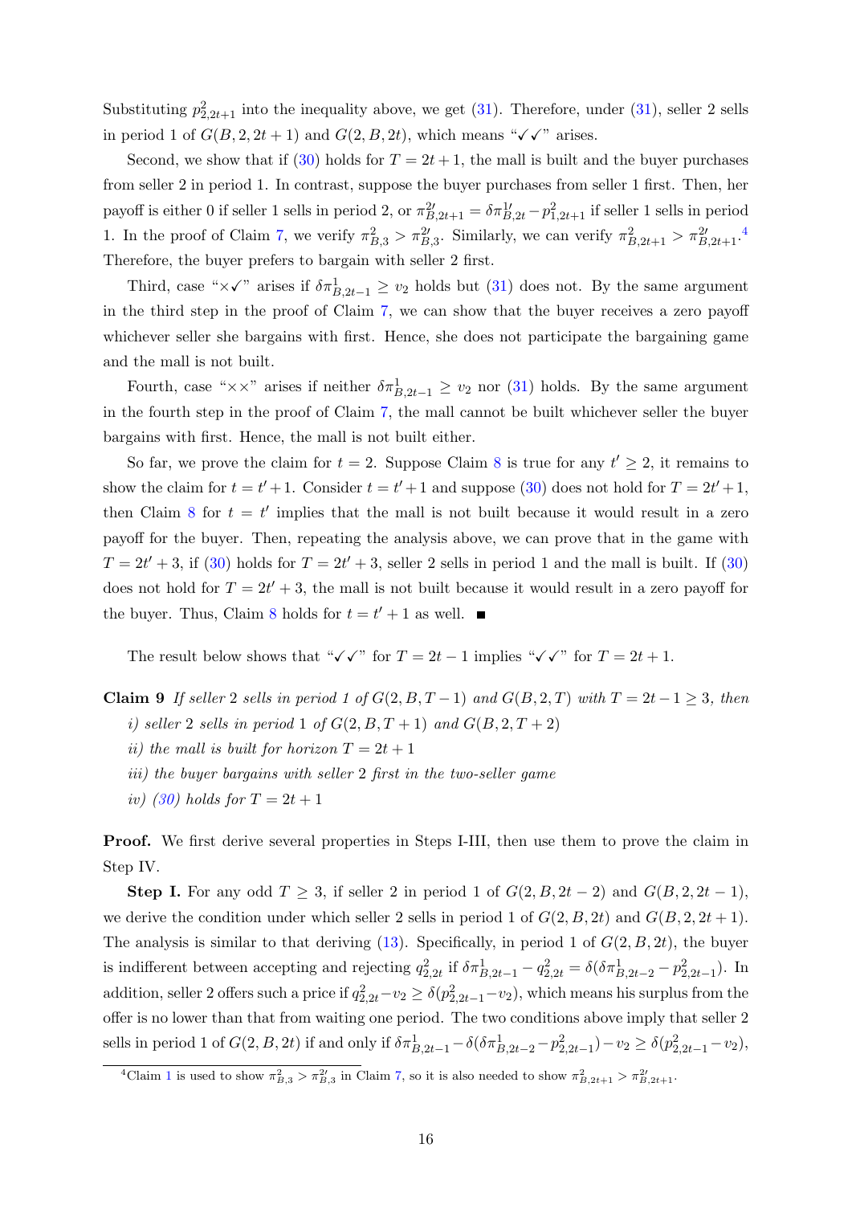Substituting $p^2_{2,2t+1}$ into the inequality above, we get (31). Therefore, under (31), seller 2 sells in period 1 of $G(B, 2, 2t+1)$ and $G(2, B, 2t)$, which means "✓✓" arises.

Second, we show that if (30) holds for $T = 2t+1$, the mall is built and the buyer purchases from seller 2 in period 1. In contrast, suppose the buyer purchases from seller 1 first. Then, her payoff is either 0 if seller 1 sells in period 2, or $\pi^{2\prime}_{B,2t+1} = \delta\pi^{1\prime}_{B,2t} - p^2_{1,2t+1}$ if seller 1 sells in period 1. In the proof of Claim 7, we verify $\pi^2_{B,3} > \pi^{2\prime}_{B,3}$. Similarly, we can verify $\pi^2_{B,2t+1} > \pi^{2\prime}_{B,2t+1}$.[4] Therefore, the buyer prefers to bargain with seller 2 first.

Third, case "×✓" arises if $\delta\pi^1_{B,2t-1} \geq v_2$ holds but (31) does not. By the same argument in the third step in the proof of Claim 7, we can show that the buyer receives a zero payoff whichever seller she bargains with first. Hence, she does not participate the bargaining game and the mall is not built.

Fourth, case "××" arises if neither $\delta\pi^1_{B,2t-1} \geq v_2$ nor (31) holds. By the same argument in the fourth step in the proof of Claim 7, the mall cannot be built whichever seller the buyer bargains with first. Hence, the mall is not built either.

So far, we prove the claim for $t = 2$. Suppose Claim 8 is true for any $t' \geq 2$, it remains to show the claim for $t = t'+1$. Consider $t = t'+1$ and suppose (30) does not hold for $T = 2t'+1$, then Claim 8 for $t = t'$ implies that the mall is not built because it would result in a zero payoff for the buyer. Then, repeating the analysis above, we can prove that in the game with $T = 2t'+3$, if (30) holds for $T = 2t'+3$, seller 2 sells in period 1 and the mall is built. If (30) does not hold for $T = 2t'+3$, the mall is not built because it would result in a zero payoff for the buyer. Thus, Claim 8 holds for $t = t'+1$ as well. ■

The result below shows that "✓✓" for $T = 2t-1$ implies "✓✓" for $T = 2t+1$.

**Claim 9** *If seller* 2 *sells in period 1 of* $G(2, B, T-1)$ *and* $G(B, 2, T)$ *with* $T = 2t-1 \geq 3$*, then*

*i) seller* 2 *sells in period* 1 *of* $G(2, B, T+1)$ *and* $G(B, 2, T+2)$

*ii) the mall is built for horizon* $T = 2t+1$

*iii) the buyer bargains with seller* 2 *first in the two-seller game*

*iv) (30) holds for* $T = 2t+1$

**Proof.** We first derive several properties in Steps I-III, then use them to prove the claim in Step IV.

**Step I.** For any odd $T \geq 3$, if seller 2 in period 1 of $G(2, B, 2t-2)$ and $G(B, 2, 2t-1)$, we derive the condition under which seller 2 sells in period 1 of $G(2, B, 2t)$ and $G(B, 2, 2t+1)$. The analysis is similar to that deriving (13). Specifically, in period 1 of $G(2, B, 2t)$, the buyer is indifferent between accepting and rejecting $q^2_{2,2t}$ if $\delta\pi^1_{B,2t-1} - q^2_{2,2t} = \delta(\delta\pi^1_{B,2t-2} - p^2_{2,2t-1})$. In addition, seller 2 offers such a price if $q^2_{2,2t} - v_2 \geq \delta(p^2_{2,2t-1} - v_2)$, which means his surplus from the offer is no lower than that from waiting one period. The two conditions above imply that seller 2 sells in period 1 of $G(2, B, 2t)$ if and only if $\delta\pi^1_{B,2t-1} - \delta(\delta\pi^1_{B,2t-2} - p^2_{2,2t-1}) - v_2 \geq \delta(p^2_{2,2t-1} - v_2)$,

[4] Claim 1 is used to show $\pi^2_{B,3} > \pi^{2\prime}_{B,3}$ in Claim 7, so it is also needed to show $\pi^2_{B,2t+1} > \pi^{2\prime}_{B,2t+1}$.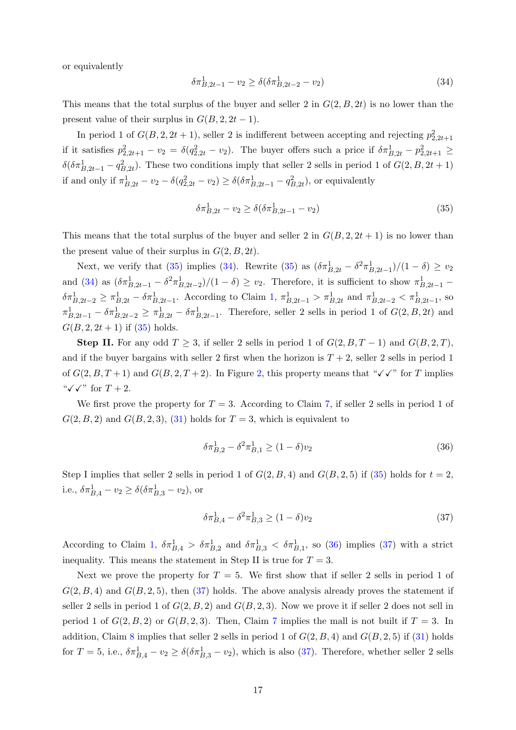or equivalently

$$\delta\pi^1_{B,2t-1} - v_2 \geq \delta(\delta\pi^1_{B,2t-2} - v_2) \tag{34}$$

This means that the total surplus of the buyer and seller 2 in $G(2, B, 2t)$ is no lower than the present value of their surplus in $G(B, 2, 2t-1)$.

In period 1 of $G(B, 2, 2t+1)$, seller 2 is indifferent between accepting and rejecting $p^2_{2,2t+1}$ if it satisfies $p^2_{2,2t+1} - v_2 = \delta(q^2_{2,2t} - v_2)$. The buyer offers such a price if $\delta\pi^1_{B,2t} - p^2_{2,2t+1} \geq \delta(\delta\pi^1_{B,2t-1} - q^2_{B,2t})$. These two conditions imply that seller 2 sells in period 1 of $G(2, B, 2t+1)$ if and only if $\pi^1_{B,2t} - v_2 - \delta(q^2_{2,2t} - v_2) \geq \delta(\delta\pi^1_{B,2t-1} - q^2_{B,2t})$, or equivalently

$$\delta\pi^1_{B,2t} - v_2 \geq \delta(\delta\pi^1_{B,2t-1} - v_2) \tag{35}$$

This means that the total surplus of the buyer and seller 2 in $G(B, 2, 2t+1)$ is no lower than the present value of their surplus in $G(2, B, 2t)$.

Next, we verify that (35) implies (34). Rewrite (35) as $(\delta\pi^1_{B,2t} - \delta^2\pi^1_{B,2t-1})/(1-\delta) \geq v_2$ and (34) as $(\delta\pi^1_{B,2t-1} - \delta^2\pi^1_{B,2t-2})/(1-\delta) \geq v_2$. Therefore, it is sufficient to show $\pi^1_{B,2t-1} - \delta\pi^1_{B,2t-2} \geq \pi^1_{B,2t} - \delta\pi^1_{B,2t-1}$. According to Claim 1, $\pi^1_{B,2t-1} > \pi^1_{B,2t}$ and $\pi^1_{B,2t-2} < \pi^1_{B,2t-1}$, so $\pi^1_{B,2t-1} - \delta\pi^1_{B,2t-2} \geq \pi^1_{B,2t} - \delta\pi^1_{B,2t-1}$. Therefore, seller 2 sells in period 1 of $G(2, B, 2t)$ and $G(B, 2, 2t+1)$ if (35) holds.

**Step II.** For any odd $T \geq 3$, if seller 2 sells in period 1 of $G(2, B, T-1)$ and $G(B, 2, T)$, and if the buyer bargains with seller 2 first when the horizon is $T+2$, seller 2 sells in period 1 of $G(2, B, T+1)$ and $G(B, 2, T+2)$. In Figure 2, this property means that "✓✓" for $T$ implies "✓✓" for $T+2$.

We first prove the property for $T = 3$. According to Claim 7, if seller 2 sells in period 1 of $G(2, B, 2)$ and $G(B, 2, 3)$, (31) holds for $T = 3$, which is equivalent to

$$\delta\pi^1_{B,2} - \delta^2\pi^1_{B,1} \geq (1-\delta)v_2 \tag{36}$$

Step I implies that seller 2 sells in period 1 of $G(2, B, 4)$ and $G(B, 2, 5)$ if (35) holds for $t = 2$, i.e., $\delta\pi^1_{B,4} - v_2 \geq \delta(\delta\pi^1_{B,3} - v_2)$, or

$$\delta\pi^1_{B,4} - \delta^2\pi^1_{B,3} \geq (1-\delta)v_2 \tag{37}$$

According to Claim 1, $\delta\pi^1_{B,4} > \delta\pi^1_{B,2}$ and $\delta\pi^1_{B,3} < \delta\pi^1_{B,1}$, so (36) implies (37) with a strict inequality. This means the statement in Step II is true for $T = 3$.

Next we prove the property for $T = 5$. We first show that if seller 2 sells in period 1 of $G(2, B, 4)$ and $G(B, 2, 5)$, then (37) holds. The above analysis already proves the statement if seller 2 sells in period 1 of $G(2, B, 2)$ and $G(B, 2, 3)$. Now we prove it if seller 2 does not sell in period 1 of $G(2, B, 2)$ or $G(B, 2, 3)$. Then, Claim 7 implies the mall is not built if $T = 3$. In addition, Claim 8 implies that seller 2 sells in period 1 of $G(2, B, 4)$ and $G(B, 2, 5)$ if (31) holds for $T = 5$, i.e., $\delta\pi^1_{B,4} - v_2 \geq \delta(\delta\pi^1_{B,3} - v_2)$, which is also (37). Therefore, whether seller 2 sells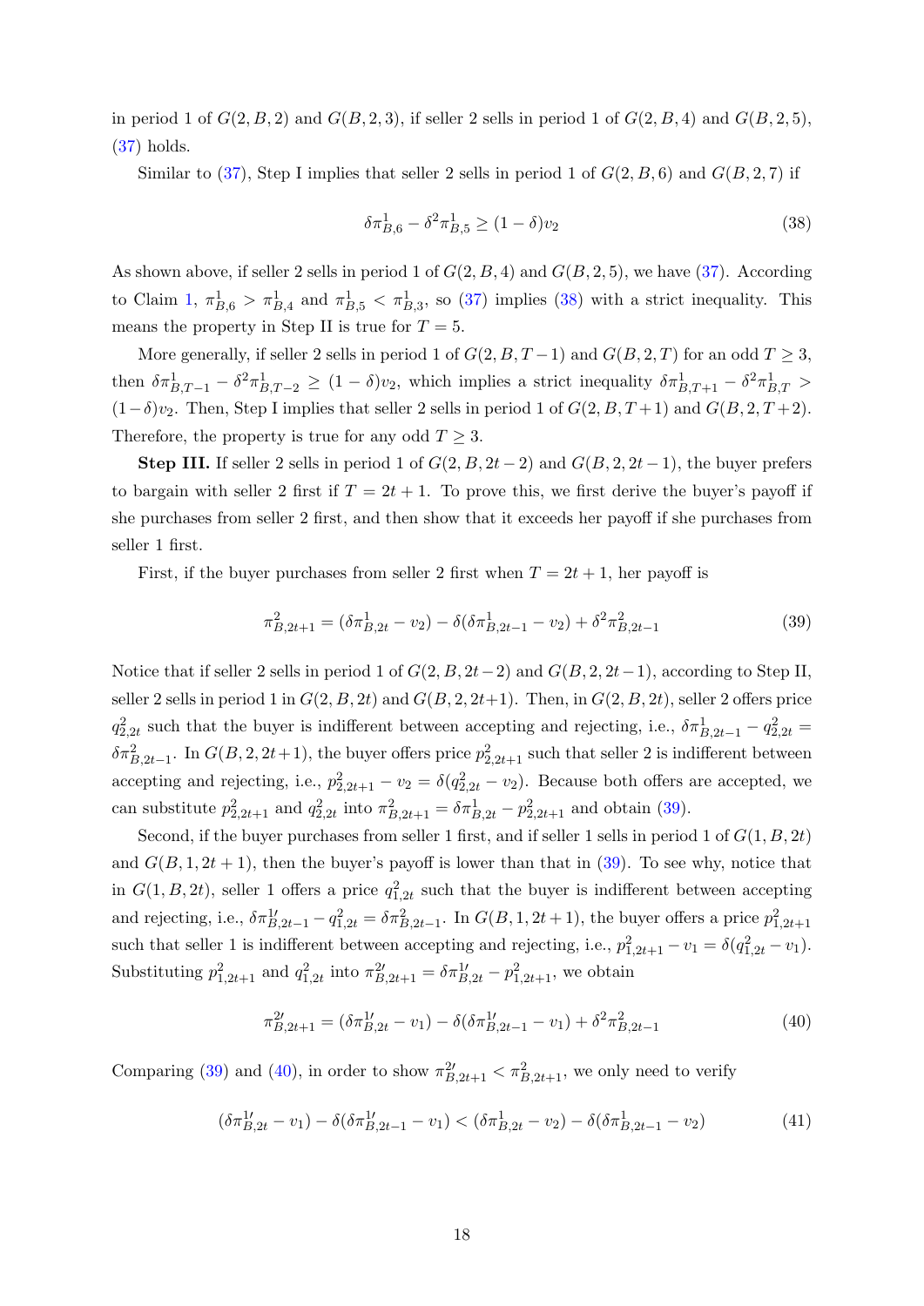in period 1 of $G(2, B, 2)$ and $G(B, 2, 3)$, if seller 2 sells in period 1 of $G(2, B, 4)$ and $G(B, 2, 5)$, (37) holds.

Similar to (37), Step I implies that seller 2 sells in period 1 of $G(2, B, 6)$ and $G(B, 2, 7)$ if

$$\delta\pi^1_{B,6} - \delta^2\pi^1_{B,5} \geq (1-\delta)v_2 \tag{38}$$

As shown above, if seller 2 sells in period 1 of $G(2, B, 4)$ and $G(B, 2, 5)$, we have (37). According to Claim 1, $\pi^1_{B,6} > \pi^1_{B,4}$ and $\pi^1_{B,5} < \pi^1_{B,3}$, so (37) implies (38) with a strict inequality. This means the property in Step II is true for $T = 5$.

More generally, if seller 2 sells in period 1 of $G(2, B, T-1)$ and $G(B, 2, T)$ for an odd $T \geq 3$, then $\delta\pi^1_{B,T-1} - \delta^2\pi^1_{B,T-2} \geq (1-\delta)v_2$, which implies a strict inequality $\delta\pi^1_{B,T+1} - \delta^2\pi^1_{B,T} > (1-\delta)v_2$. Then, Step I implies that seller 2 sells in period 1 of $G(2, B, T+1)$ and $G(B, 2, T+2)$. Therefore, the property is true for any odd $T \geq 3$.

**Step III.** If seller 2 sells in period 1 of $G(2, B, 2t-2)$ and $G(B, 2, 2t-1)$, the buyer prefers to bargain with seller 2 first if $T = 2t + 1$. To prove this, we first derive the buyer's payoff if she purchases from seller 2 first, and then show that it exceeds her payoff if she purchases from seller 1 first.

First, if the buyer purchases from seller 2 first when $T = 2t + 1$, her payoff is

$$\pi^2_{B,2t+1} = (\delta\pi^1_{B,2t} - v_2) - \delta(\delta\pi^1_{B,2t-1} - v_2) + \delta^2\pi^2_{B,2t-1} \tag{39}$$

Notice that if seller 2 sells in period 1 of $G(2, B, 2t-2)$ and $G(B, 2, 2t-1)$, according to Step II, seller 2 sells in period 1 in $G(2, B, 2t)$ and $G(B, 2, 2t+1)$. Then, in $G(2, B, 2t)$, seller 2 offers price $q^2_{2,2t}$ such that the buyer is indifferent between accepting and rejecting, i.e., $\delta\pi^1_{B,2t-1} - q^2_{2,2t} = \delta\pi^2_{B,2t-1}$. In $G(B, 2, 2t+1)$, the buyer offers price $p^2_{2,2t+1}$ such that seller 2 is indifferent between accepting and rejecting, i.e., $p^2_{2,2t+1} - v_2 = \delta(q^2_{2,2t} - v_2)$. Because both offers are accepted, we can substitute $p^2_{2,2t+1}$ and $q^2_{2,2t}$ into $\pi^2_{B,2t+1} = \delta\pi^1_{B,2t} - p^2_{2,2t+1}$ and obtain (39).

Second, if the buyer purchases from seller 1 first, and if seller 1 sells in period 1 of $G(1, B, 2t)$ and $G(B, 1, 2t+1)$, then the buyer's payoff is lower than that in (39). To see why, notice that in $G(1, B, 2t)$, seller 1 offers a price $q^2_{1,2t}$ such that the buyer is indifferent between accepting and rejecting, i.e., $\delta\pi^{1\prime}_{B,2t-1} - q^2_{1,2t} = \delta\pi^2_{B,2t-1}$. In $G(B, 1, 2t+1)$, the buyer offers a price $p^2_{1,2t+1}$ such that seller 1 is indifferent between accepting and rejecting, i.e., $p^2_{1,2t+1} - v_1 = \delta(q^2_{1,2t} - v_1)$. Substituting $p^2_{1,2t+1}$ and $q^2_{1,2t}$ into $\pi^{2\prime}_{B,2t+1} = \delta\pi^{1\prime}_{B,2t} - p^2_{1,2t+1}$, we obtain

$$\pi^{2\prime}_{B,2t+1} = (\delta\pi^{1\prime}_{B,2t} - v_1) - \delta(\delta\pi^{1\prime}_{B,2t-1} - v_1) + \delta^2\pi^2_{B,2t-1} \tag{40}$$

Comparing (39) and (40), in order to show $\pi^{2\prime}_{B,2t+1} < \pi^2_{B,2t+1}$, we only need to verify

$$(\delta\pi^{1\prime}_{B,2t} - v_1) - \delta(\delta\pi^{1\prime}_{B,2t-1} - v_1) < (\delta\pi^1_{B,2t} - v_2) - \delta(\delta\pi^1_{B,2t-1} - v_2) \tag{41}$$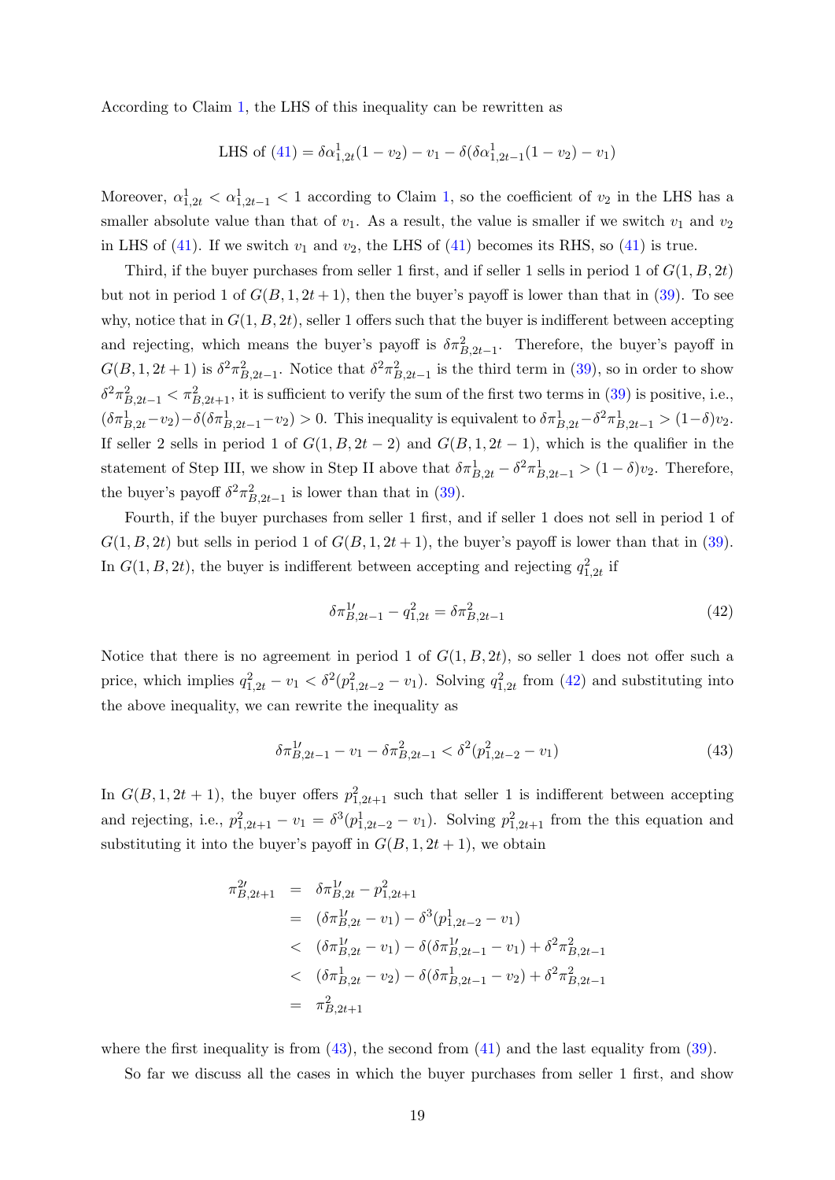According to Claim 1, the LHS of this inequality can be rewritten as

$$\text{LHS of (41)} = \delta\alpha^1_{1,2t}(1-v_2) - v_1 - \delta(\delta\alpha^1_{1,2t-1}(1-v_2) - v_1)$$

Moreover, $\alpha^1_{1,2t} < \alpha^1_{1,2t-1} < 1$ according to Claim 1, so the coefficient of $v_2$ in the LHS has a smaller absolute value than that of $v_1$. As a result, the value is smaller if we switch $v_1$ and $v_2$ in LHS of (41). If we switch $v_1$ and $v_2$, the LHS of (41) becomes its RHS, so (41) is true.

Third, if the buyer purchases from seller 1 first, and if seller 1 sells in period 1 of $G(1, B, 2t)$ but not in period 1 of $G(B, 1, 2t+1)$, then the buyer's payoff is lower than that in (39). To see why, notice that in $G(1, B, 2t)$, seller 1 offers such that the buyer is indifferent between accepting and rejecting, which means the buyer's payoff is $\delta\pi^2_{B,2t-1}$. Therefore, the buyer's payoff in $G(B, 1, 2t+1)$ is $\delta^2\pi^2_{B,2t-1}$. Notice that $\delta^2\pi^2_{B,2t-1}$ is the third term in (39), so in order to show $\delta^2\pi^2_{B,2t-1} < \pi^2_{B,2t+1}$, it is sufficient to verify the sum of the first two terms in (39) is positive, i.e., $(\delta\pi^1_{B,2t} - v_2) - \delta(\delta\pi^1_{B,2t-1} - v_2) > 0$. This inequality is equivalent to $\delta\pi^1_{B,2t} - \delta^2\pi^1_{B,2t-1} > (1-\delta)v_2$. If seller 2 sells in period 1 of $G(1, B, 2t-2)$ and $G(B, 1, 2t-1)$, which is the qualifier in the statement of Step III, we show in Step II above that $\delta\pi^1_{B,2t} - \delta^2\pi^1_{B,2t-1} > (1-\delta)v_2$. Therefore, the buyer's payoff $\delta^2\pi^2_{B,2t-1}$ is lower than that in (39).

Fourth, if the buyer purchases from seller 1 first, and if seller 1 does not sell in period 1 of $G(1, B, 2t)$ but sells in period 1 of $G(B, 1, 2t+1)$, the buyer's payoff is lower than that in (39). In $G(1, B, 2t)$, the buyer is indifferent between accepting and rejecting $q^2_{1,2t}$ if

$$\delta\pi^{1\prime}_{B,2t-1} - q^2_{1,2t} = \delta\pi^2_{B,2t-1} \tag{42}$$

Notice that there is no agreement in period 1 of $G(1, B, 2t)$, so seller 1 does not offer such a price, which implies $q^2_{1,2t} - v_1 < \delta^2(p^2_{1,2t-2} - v_1)$. Solving $q^2_{1,2t}$ from (42) and substituting into the above inequality, we can rewrite the inequality as

$$\delta\pi^{1\prime}_{B,2t-1} - v_1 - \delta\pi^2_{B,2t-1} < \delta^2(p^2_{1,2t-2} - v_1) \tag{43}$$

In $G(B, 1, 2t+1)$, the buyer offers $p^2_{1,2t+1}$ such that seller 1 is indifferent between accepting and rejecting, i.e., $p^2_{1,2t+1} - v_1 = \delta^3(p^1_{1,2t-2} - v_1)$. Solving $p^2_{1,2t+1}$ from the this equation and substituting it into the buyer's payoff in $G(B, 1, 2t+1)$, we obtain

$$\begin{aligned}
\pi^{2\prime}_{B,2t+1} &= \delta\pi^{1\prime}_{B,2t} - p^2_{1,2t+1} \\
&= (\delta\pi^{1\prime}_{B,2t} - v_1) - \delta^3(p^1_{1,2t-2} - v_1) \\
&< (\delta\pi^{1\prime}_{B,2t} - v_1) - \delta(\delta\pi^{1\prime}_{B,2t-1} - v_1) + \delta^2\pi^2_{B,2t-1} \\
&< (\delta\pi^1_{B,2t} - v_2) - \delta(\delta\pi^1_{B,2t-1} - v_2) + \delta^2\pi^2_{B,2t-1} \\
&= \pi^2_{B,2t+1}
\end{aligned}$$

where the first inequality is from (43), the second from (41) and the last equality from (39).

So far we discuss all the cases in which the buyer purchases from seller 1 first, and show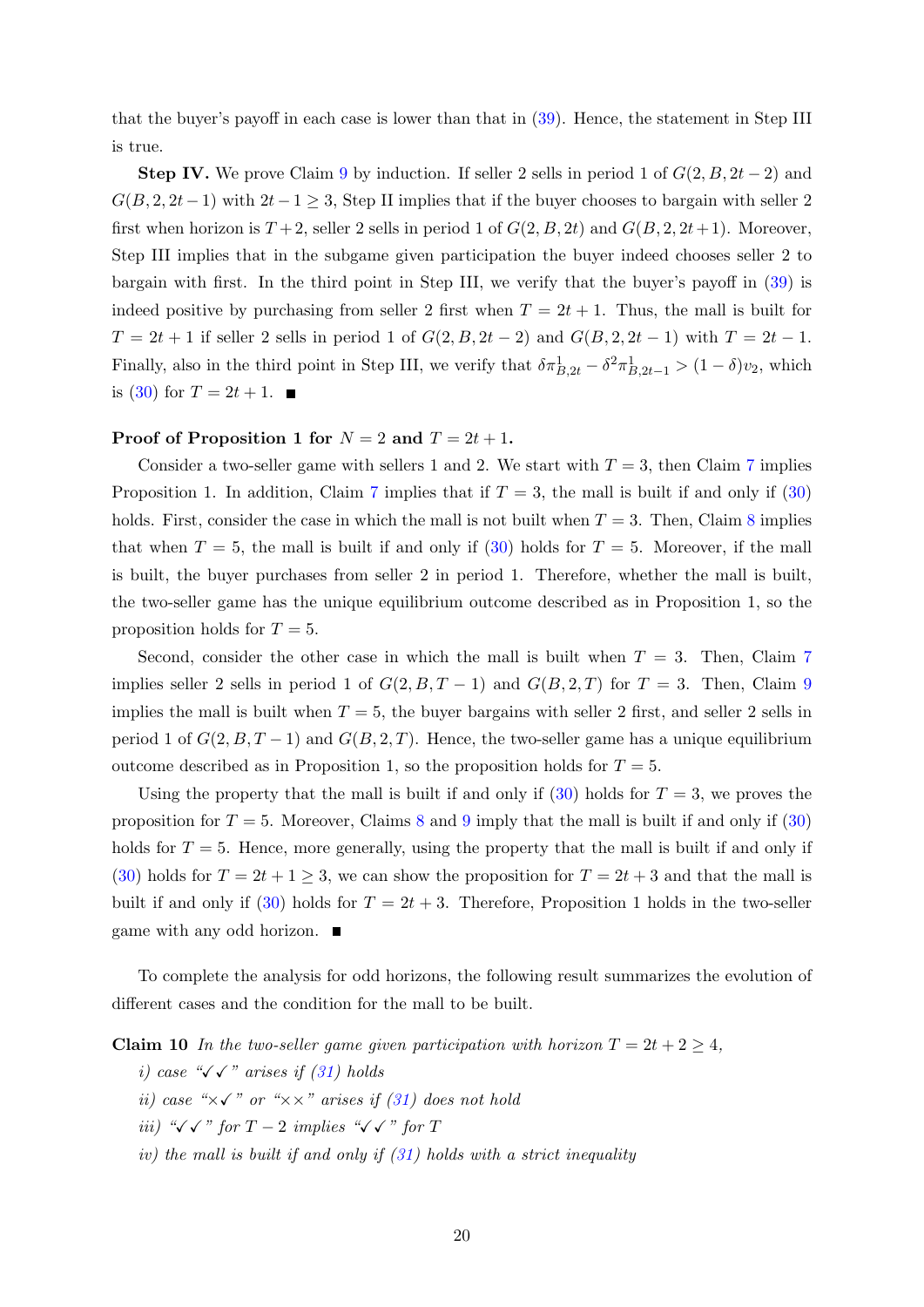that the buyer's payoff in each case is lower than that in (39). Hence, the statement in Step III is true.

**Step IV.** We prove Claim 9 by induction. If seller 2 sells in period 1 of $G(2, B, 2t-2)$ and $G(B, 2, 2t-1)$ with $2t-1 \geq 3$, Step II implies that if the buyer chooses to bargain with seller 2 first when horizon is $T+2$, seller 2 sells in period 1 of $G(2, B, 2t)$ and $G(B, 2, 2t+1)$. Moreover, Step III implies that in the subgame given participation the buyer indeed chooses seller 2 to bargain with first. In the third point in Step III, we verify that the buyer's payoff in (39) is indeed positive by purchasing from seller 2 first when $T = 2t+1$. Thus, the mall is built for $T = 2t+1$ if seller 2 sells in period 1 of $G(2, B, 2t-2)$ and $G(B, 2, 2t-1)$ with $T = 2t-1$. Finally, also in the third point in Step III, we verify that $\delta\pi^1_{B,2t} - \delta^2\pi^1_{B,2t-1} > (1-\delta)v_2$, which is (30) for $T = 2t+1$. ■

**Proof of Proposition 1 for $N = 2$ and $T = 2t+1$.**

Consider a two-seller game with sellers 1 and 2. We start with $T = 3$, then Claim 7 implies Proposition 1. In addition, Claim 7 implies that if $T = 3$, the mall is built if and only if (30) holds. First, consider the case in which the mall is not built when $T = 3$. Then, Claim 8 implies that when $T = 5$, the mall is built if and only if (30) holds for $T = 5$. Moreover, if the mall is built, the buyer purchases from seller 2 in period 1. Therefore, whether the mall is built, the two-seller game has the unique equilibrium outcome described as in Proposition 1, so the proposition holds for $T = 5$.

Second, consider the other case in which the mall is built when $T = 3$. Then, Claim 7 implies seller 2 sells in period 1 of $G(2, B, T-1)$ and $G(B, 2, T)$ for $T = 3$. Then, Claim 9 implies the mall is built when $T = 5$, the buyer bargains with seller 2 first, and seller 2 sells in period 1 of $G(2, B, T-1)$ and $G(B, 2, T)$. Hence, the two-seller game has a unique equilibrium outcome described as in Proposition 1, so the proposition holds for $T = 5$.

Using the property that the mall is built if and only if (30) holds for $T = 3$, we proves the proposition for $T = 5$. Moreover, Claims 8 and 9 imply that the mall is built if and only if (30) holds for $T = 5$. Hence, more generally, using the property that the mall is built if and only if (30) holds for $T = 2t+1 \geq 3$, we can show the proposition for $T = 2t+3$ and that the mall is built if and only if (30) holds for $T = 2t+3$. Therefore, Proposition 1 holds in the two-seller game with any odd horizon. ■

To complete the analysis for odd horizons, the following result summarizes the evolution of different cases and the condition for the mall to be built.

**Claim 10** *In the two-seller game given participation with horizon $T = 2t+2 \geq 4$,*

*i) case "✓✓" arises if (31) holds*

*ii) case "×✓" or "××" arises if (31) does not hold*

*iii) "✓✓" for $T-2$ implies "✓✓" for $T$*

*iv) the mall is built if and only if (31) holds with a strict inequality*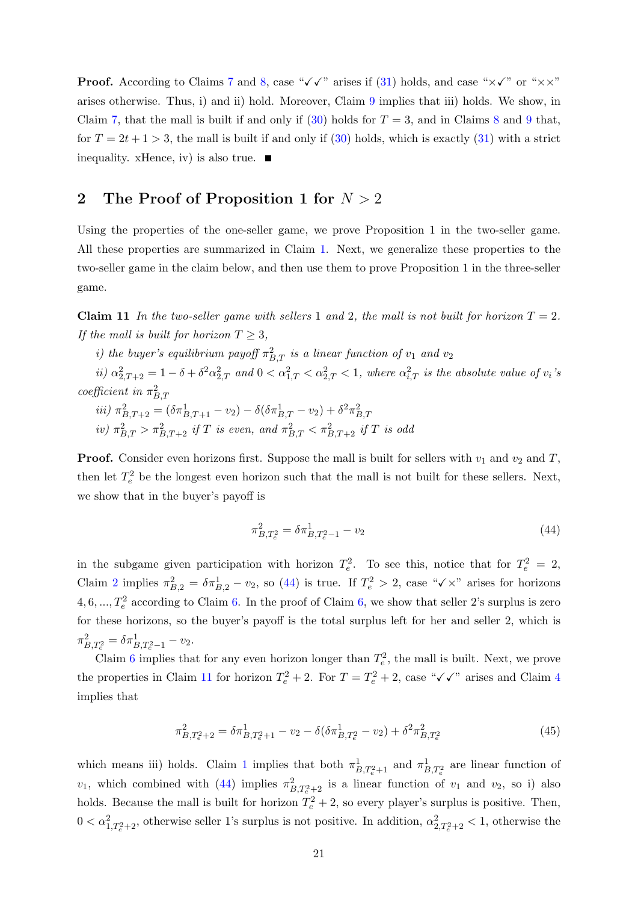**Proof.** According to Claims 7 and 8, case "✓✓" arises if (31) holds, and case "×✓" or "××" arises otherwise. Thus, i) and ii) hold. Moreover, Claim 9 implies that iii) holds. We show, in Claim 7, that the mall is built if and only if (30) holds for $T = 3$, and in Claims 8 and 9 that, for $T = 2t + 1 > 3$, the mall is built if and only if (30) holds, which is exactly (31) with a strict inequality. xHence, iv) is also true. ■

## 2 The Proof of Proposition 1 for $N > 2$

Using the properties of the one-seller game, we prove Proposition 1 in the two-seller game. All these properties are summarized in Claim 1. Next, we generalize these properties to the two-seller game in the claim below, and then use them to prove Proposition 1 in the three-seller game.

**Claim 11** *In the two-seller game with sellers 1 and 2, the mall is not built for horizon $T = 2$. If the mall is built for horizon $T \geq 3$,*

*i) the buyer's equilibrium payoff $\pi^2_{B,T}$ is a linear function of $v_1$ and $v_2$*

*ii) $\alpha^2_{2,T+2} = 1 - \delta + \delta^2 \alpha^2_{2,T}$ and $0 < \alpha^2_{1,T} < \alpha^2_{2,T} < 1$, where $\alpha^2_{i,T}$ is the absolute value of $v_i$'s coefficient in $\pi^2_{B,T}$*

*iii) $\pi^2_{B,T+2} = (\delta \pi^1_{B,T+1} - v_2) - \delta(\delta \pi^1_{B,T} - v_2) + \delta^2 \pi^2_{B,T}$*

*iv) $\pi^2_{B,T} > \pi^2_{B,T+2}$ if $T$ is even, and $\pi^2_{B,T} < \pi^2_{B,T+2}$ if $T$ is odd*

**Proof.** Consider even horizons first. Suppose the mall is built for sellers with $v_1$ and $v_2$ and $T$, then let $T^2_e$ be the longest even horizon such that the mall is not built for these sellers. Next, we show that in the buyer's payoff is

$$\pi^2_{B,T^2_e} = \delta \pi^1_{B,T^2_e - 1} - v_2 \tag{44}$$

in the subgame given participation with horizon $T^2_e$. To see this, notice that for $T^2_e = 2$, Claim 2 implies $\pi^2_{B,2} = \delta \pi^1_{B,2} - v_2$, so (44) is true. If $T^2_e > 2$, case "✓×" arises for horizons $4, 6, ..., T^2_e$ according to Claim 6. In the proof of Claim 6, we show that seller 2's surplus is zero for these horizons, so the buyer's payoff is the total surplus left for her and seller 2, which is $\pi^2_{B,T^2_e} = \delta \pi^1_{B,T^2_e - 1} - v_2$.

Claim 6 implies that for any even horizon longer than $T^2_e$, the mall is built. Next, we prove the properties in Claim 11 for horizon $T^2_e + 2$. For $T = T^2_e + 2$, case "✓✓" arises and Claim 4 implies that

$$\pi^2_{B,T^2_e+2} = \delta \pi^1_{B,T^2_e+1} - v_2 - \delta(\delta \pi^1_{B,T^2_e} - v_2) + \delta^2 \pi^2_{B,T^2_e} \tag{45}$$

which means iii) holds. Claim 1 implies that both $\pi^1_{B,T^2_e+1}$ and $\pi^1_{B,T^2_e}$ are linear function of $v_1$, which combined with (44) implies $\pi^2_{B,T^2_e+2}$ is a linear function of $v_1$ and $v_2$, so i) also holds. Because the mall is built for horizon $T^2_e + 2$, so every player's surplus is positive. Then, $0 < \alpha^2_{1,T^2_e+2}$, otherwise seller 1's surplus is not positive. In addition, $\alpha^2_{2,T^2_e+2} < 1$, otherwise the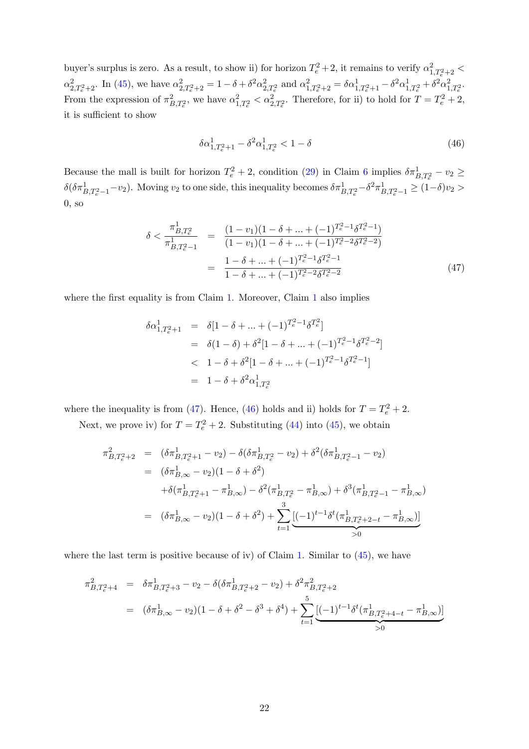buyer's surplus is zero. As a result, to show ii) for horizon $T_e^2+2$, it remains to verify $\alpha^2_{1,T_e^2+2} < \alpha^2_{2,T_e^2+2}$. In (45), we have $\alpha^2_{2,T_e^2+2} = 1-\delta+\delta^2\alpha^2_{2,T_e^2}$ and $\alpha^2_{1,T_e^2+2} = \delta\alpha^1_{1,T_e^2+1} - \delta^2\alpha^1_{1,T_e^2} + \delta^2\alpha^2_{1,T_e^2}$. From the expression of $\pi^2_{B,T_e^2}$, we have $\alpha^2_{1,T_e^2} < \alpha^2_{2,T_e^2}$. Therefore, for ii) to hold for $T = T_e^2+2$, it is sufficient to show

$$\delta\alpha^1_{1,T_e^2+1} - \delta^2\alpha^1_{1,T_e^2} < 1-\delta \tag{46}$$

Because the mall is built for horizon $T_e^2+2$, condition (29) in Claim 6 implies $\delta\pi^1_{B,T_e^2} - v_2 \geq \delta(\delta\pi^1_{B,T_e^2-1} - v_2)$. Moving $v_2$ to one side, this inequality becomes $\delta\pi^1_{B,T_e^2} - \delta^2\pi^1_{B,T_e^2-1} \geq (1-\delta)v_2 > 0$, so

$$\begin{aligned}
\delta < \frac{\pi^1_{B,T_e^2}}{\pi^1_{B,T_e^2-1}} &= \frac{(1-v_1)(1-\delta+...+(-1)^{T_e^2-1}\delta^{T_e^2-1})}{(1-v_1)(1-\delta+...+(-1)^{T_e^2-2}\delta^{T_e^2-2})} \\
&= \frac{1-\delta+...+(-1)^{T_e^2-1}\delta^{T_e^2-1}}{1-\delta+...+(-1)^{T_e^2-2}\delta^{T_e^2-2}}
\end{aligned} \tag{47}$$

where the first equality is from Claim 1. Moreover, Claim 1 also implies

$$\begin{aligned}
\delta\alpha^1_{1,T_e^2+1} &= \delta[1-\delta+...+(-1)^{T_e^2-1}\delta^{T_e^2}] \\
&= \delta(1-\delta) + \delta^2[1-\delta+...+(-1)^{T_e^2-1}\delta^{T_e^2-2}] \\
&< 1-\delta+\delta^2[1-\delta+...+(-1)^{T_e^2-1}\delta^{T_e^2-1}] \\
&= 1-\delta+\delta^2\alpha^1_{1,T_e^2}
\end{aligned}$$

where the inequality is from (47). Hence, (46) holds and ii) holds for $T = T_e^2+2$.

Next, we prove iv) for $T = T_e^2+2$. Substituting (44) into (45), we obtain

$$\begin{aligned}
\pi^2_{B,T_e^2+2} &= (\delta\pi^1_{B,T_e^2+1} - v_2) - \delta(\delta\pi^1_{B,T_e^2} - v_2) + \delta^2(\delta\pi^1_{B,T_e^2-1} - v_2) \\
&= (\delta\pi^1_{B,\infty} - v_2)(1-\delta+\delta^2) \\
&\quad + \delta(\pi^1_{B,T_e^2+1} - \pi^1_{B,\infty}) - \delta^2(\pi^1_{B,T_e^2} - \pi^1_{B,\infty}) + \delta^3(\pi^1_{B,T_e^2-1} - \pi^1_{B,\infty}) \\
&= (\delta\pi^1_{B,\infty} - v_2)(1-\delta+\delta^2) + \sum_{t=1}^{3}\underbrace{[(-1)^{t-1}\delta^t(\pi^1_{B,T_e^2+2-t} - \pi^1_{B,\infty})]}_{>0}
\end{aligned}$$

where the last term is positive because of iv) of Claim 1. Similar to (45), we have

$$\begin{aligned}
\pi^2_{B,T_e^2+4} &= \delta\pi^1_{B,T_e^2+3} - v_2 - \delta(\delta\pi^1_{B,T_e^2+2} - v_2) + \delta^2\pi^2_{B,T_e^2+2} \\
&= (\delta\pi^1_{B,\infty} - v_2)(1-\delta+\delta^2-\delta^3+\delta^4) + \sum_{t=1}^{5}\underbrace{[(-1)^{t-1}\delta^t(\pi^1_{B,T_e^2+4-t} - \pi^1_{B,\infty})]}_{>0}
\end{aligned}$$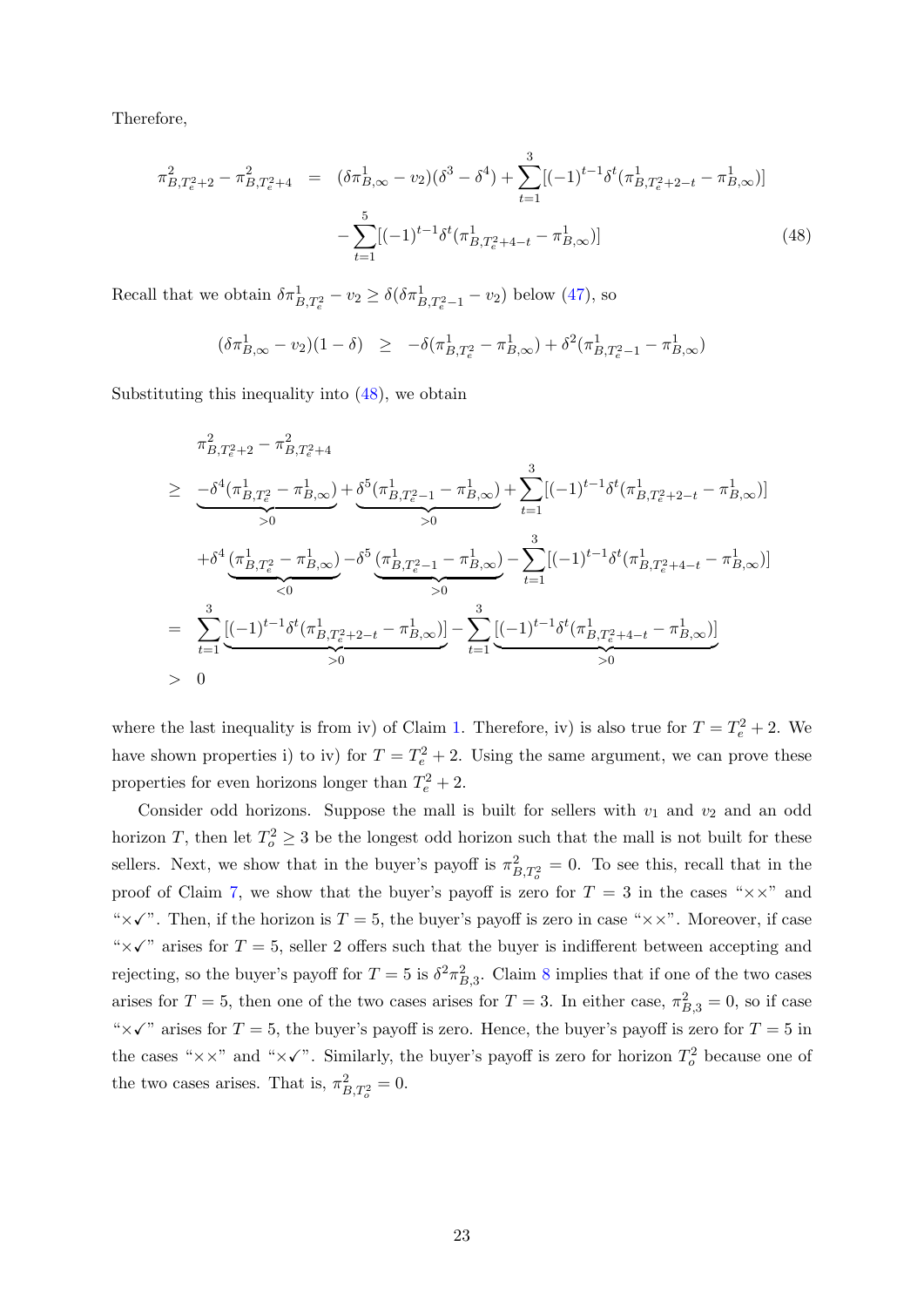Therefore,

$$
\begin{aligned}
\pi^2_{B,T^2_e+2} - \pi^2_{B,T^2_e+4} &= (\delta\pi^1_{B,\infty} - v_2)(\delta^3 - \delta^4) + \sum_{t=1}^{3}[(-1)^{t-1}\delta^t(\pi^1_{B,T^2_e+2-t} - \pi^1_{B,\infty})] \\
&\quad - \sum_{t=1}^{5}[(-1)^{t-1}\delta^t(\pi^1_{B,T^2_e+4-t} - \pi^1_{B,\infty})] \qquad (48)
\end{aligned}
$$

Recall that we obtain $\delta\pi^1_{B,T^2_e} - v_2 \geq \delta(\delta\pi^1_{B,T^2_e-1} - v_2)$ below (47), so

$$
(\delta\pi^1_{B,\infty} - v_2)(1-\delta) \quad \geq \quad -\delta(\pi^1_{B,T^2_e} - \pi^1_{B,\infty}) + \delta^2(\pi^1_{B,T^2_e-1} - \pi^1_{B,\infty})
$$

Substituting this inequality into (48), we obtain

$$
\begin{aligned}
& \pi^2_{B,T^2_e+2} - \pi^2_{B,T^2_e+4} \\
\geq \quad & \underbrace{-\delta^4(\pi^1_{B,T^2_e} - \pi^1_{B,\infty})}_{>0} + \underbrace{\delta^5(\pi^1_{B,T^2_e-1} - \pi^1_{B,\infty})}_{>0} + \sum_{t=1}^{3}[(-1)^{t-1}\delta^t(\pi^1_{B,T^2_e+2-t} - \pi^1_{B,\infty})] \\
& + \delta^4\underbrace{(\pi^1_{B,T^2_e} - \pi^1_{B,\infty})}_{<0} - \delta^5\underbrace{(\pi^1_{B,T^2_e-1} - \pi^1_{B,\infty})}_{>0} - \sum_{t=1}^{3}[(-1)^{t-1}\delta^t(\pi^1_{B,T^2_e+4-t} - \pi^1_{B,\infty})] \\
= \quad & \sum_{t=1}^{3}\underbrace{[(-1)^{t-1}\delta^t(\pi^1_{B,T^2_e+2-t} - \pi^1_{B,\infty})]}_{>0} - \sum_{t=1}^{3}\underbrace{[(-1)^{t-1}\delta^t(\pi^1_{B,T^2_e+4-t} - \pi^1_{B,\infty})]}_{>0} \\
> \quad & 0
\end{aligned}
$$

where the last inequality is from iv) of Claim 1. Therefore, iv) is also true for $T = T^2_e + 2$. We have shown properties i) to iv) for $T = T^2_e + 2$. Using the same argument, we can prove these properties for even horizons longer than $T^2_e + 2$.

Consider odd horizons. Suppose the mall is built for sellers with $v_1$ and $v_2$ and an odd horizon $T$, then let $T^2_o \geq 3$ be the longest odd horizon such that the mall is not built for these sellers. Next, we show that in the buyer's payoff is $\pi^2_{B,T^2_o} = 0$. To see this, recall that in the proof of Claim 7, we show that the buyer's payoff is zero for $T = 3$ in the cases "××" and "×✓". Then, if the horizon is $T = 5$, the buyer's payoff is zero in case "××". Moreover, if case "×✓" arises for $T = 5$, seller 2 offers such that the buyer is indifferent between accepting and rejecting, so the buyer's payoff for $T = 5$ is $\delta^2\pi^2_{B,3}$. Claim 8 implies that if one of the two cases arises for $T = 5$, then one of the two cases arises for $T = 3$. In either case, $\pi^2_{B,3} = 0$, so if case "×✓" arises for $T = 5$, the buyer's payoff is zero. Hence, the buyer's payoff is zero for $T = 5$ in the cases "××" and "×✓". Similarly, the buyer's payoff is zero for horizon $T^2_o$ because one of the two cases arises. That is, $\pi^2_{B,T^2_o} = 0$.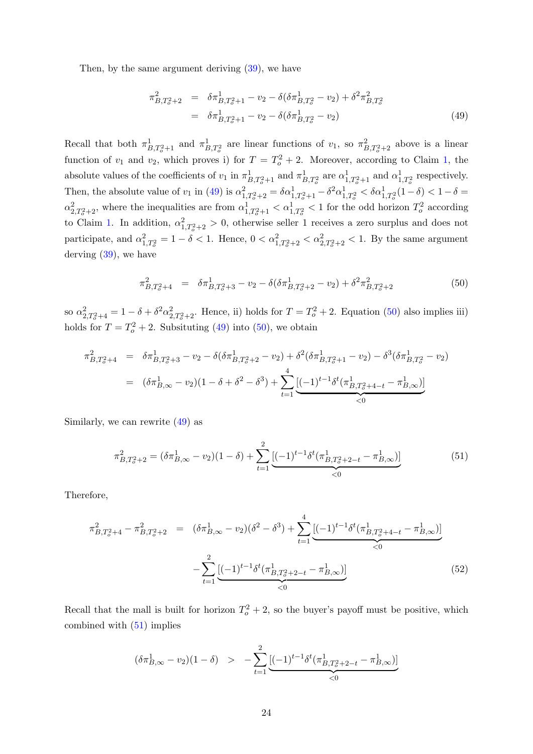Then, by the same argument deriving (39), we have

$$
\begin{aligned}
\pi^2_{B,T^2_o+2} &= \delta\pi^1_{B,T^2_o+1} - v_2 - \delta(\delta\pi^1_{B,T^2_o} - v_2) + \delta^2\pi^2_{B,T^2_o} \\
&= \delta\pi^1_{B,T^2_o+1} - v_2 - \delta(\delta\pi^1_{B,T^2_o} - v_2) \qquad (49)
\end{aligned}
$$

Recall that both $\pi^1_{B,T^2_o+1}$ and $\pi^1_{B,T^2_o}$ are linear functions of $v_1$, so $\pi^2_{B,T^2_o+2}$ above is a linear function of $v_1$ and $v_2$, which proves i) for $T = T^2_o + 2$. Moreover, according to Claim 1, the absolute values of the coefficients of $v_1$ in $\pi^1_{B,T^2_o+1}$ and $\pi^1_{B,T^2_o}$ are $\alpha^1_{1,T^2_o+1}$ and $\alpha^1_{1,T^2_o}$ respectively. Then, the absolute value of $v_1$ in (49) is $\alpha^2_{1,T^2_o+2} = \delta\alpha^1_{1,T^2_o+1} - \delta^2\alpha^1_{1,T^2_o} < \delta\alpha^1_{1,T^2_o}(1-\delta) < 1-\delta = \alpha^2_{2,T^2_o+2}$, where the inequalities are from $\alpha^1_{1,T^2_o+1} < \alpha^1_{1,T^2_o} < 1$ for the odd horizon $T^2_o$ according to Claim 1. In addition, $\alpha^2_{1,T^2_o+2} > 0$, otherwise seller 1 receives a zero surplus and does not participate, and $\alpha^2_{1,T^2_o} = 1-\delta < 1$. Hence, $0 < \alpha^2_{1,T^2_o+2} < \alpha^2_{2,T^2_o+2} < 1$. By the same argument derving (39), we have

$$
\pi^2_{B,T^2_o+4} = \delta\pi^1_{B,T^2_o+3} - v_2 - \delta(\delta\pi^1_{B,T^2_o+2} - v_2) + \delta^2\pi^2_{B,T^2_o+2} \qquad (50)
$$

so $\alpha^2_{2,T^2_o+4} = 1 - \delta + \delta^2\alpha^2_{2,T^2_o+2}$. Hence, ii) holds for $T = T^2_o + 2$. Equation (50) also implies iii) holds for $T = T^2_o + 2$. Subsituting (49) into (50), we obtain

$$
\begin{aligned}
\pi^2_{B,T^2_o+4} &= \delta\pi^1_{B,T^2_o+3} - v_2 - \delta(\delta\pi^1_{B,T^2_o+2} - v_2) + \delta^2(\delta\pi^1_{B,T^2_o+1} - v_2) - \delta^3(\delta\pi^1_{B,T^2_o} - v_2) \\
&= (\delta\pi^1_{B,\infty} - v_2)(1 - \delta + \delta^2 - \delta^3) + \sum_{t=1}^{4} \underbrace{[(-1)^{t-1}\delta^t(\pi^1_{B,T^2_o+4-t} - \pi^1_{B,\infty})]}_{<0}
\end{aligned}
$$

Similarly, we can rewrite (49) as

$$
\pi^2_{B,T^2_o+2} = (\delta\pi^1_{B,\infty} - v_2)(1-\delta) + \sum_{t=1}^{2} \underbrace{[(-1)^{t-1}\delta^t(\pi^1_{B,T^2_o+2-t} - \pi^1_{B,\infty})]}_{<0} \qquad (51)
$$

Therefore,

$$
\begin{aligned}
\pi^2_{B,T^2_o+4} - \pi^2_{B,T^2_o+2} &= (\delta\pi^1_{B,\infty} - v_2)(\delta^2 - \delta^3) + \sum_{t=1}^{4} \underbrace{[(-1)^{t-1}\delta^t(\pi^1_{B,T^2_o+4-t} - \pi^1_{B,\infty})]}_{<0} \\
&\quad - \sum_{t=1}^{2} \underbrace{[(-1)^{t-1}\delta^t(\pi^1_{B,T^2_o+2-t} - \pi^1_{B,\infty})]}_{<0} \qquad (52)
\end{aligned}
$$

Recall that the mall is built for horizon $T^2_o + 2$, so the buyer's payoff must be positive, which combined with (51) implies

$$
(\delta\pi^1_{B,\infty} - v_2)(1-\delta) > -\sum_{t=1}^{2} \underbrace{[(-1)^{t-1}\delta^t(\pi^1_{B,T^2_o+2-t} - \pi^1_{B,\infty})]}_{<0}
$$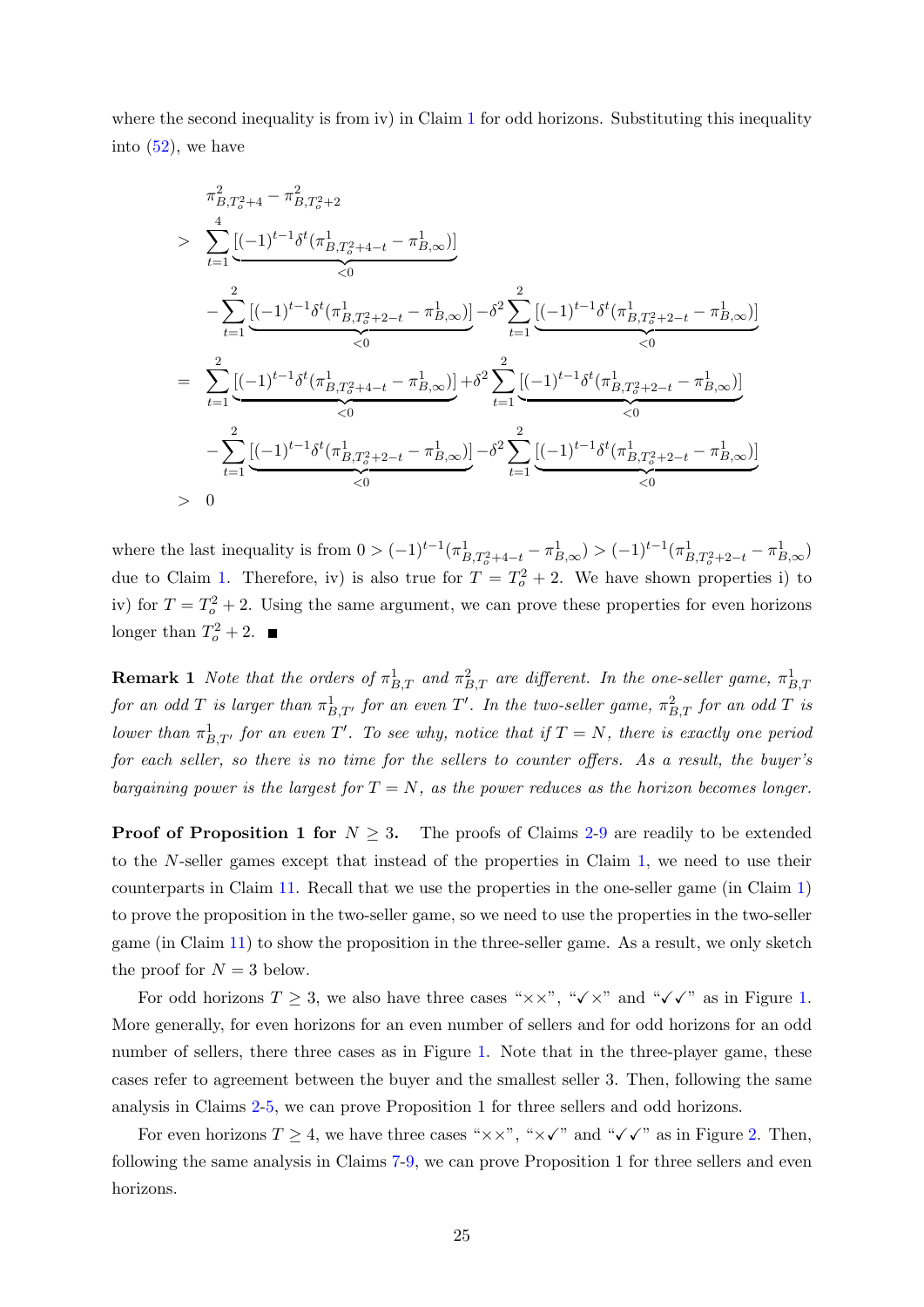where the second inequality is from iv) in Claim 1 for odd horizons. Substituting this inequality into (52), we have

$$
\begin{aligned}
& \pi^2_{B,T^2_o+4} - \pi^2_{B,T^2_o+2} \\
> \ & \sum_{t=1}^{4} \underbrace{[(-1)^{t-1}\delta^t(\pi^1_{B,T^2_o+4-t} - \pi^1_{B,\infty})]}_{<0} \\
& - \sum_{t=1}^{2} \underbrace{[(-1)^{t-1}\delta^t(\pi^1_{B,T^2_o+2-t} - \pi^1_{B,\infty})]}_{<0} - \delta^2 \sum_{t=1}^{2} \underbrace{[(-1)^{t-1}\delta^t(\pi^1_{B,T^2_o+2-t} - \pi^1_{B,\infty})]}_{<0} \\
= \ & \sum_{t=1}^{2} \underbrace{[(-1)^{t-1}\delta^t(\pi^1_{B,T^2_o+4-t} - \pi^1_{B,\infty})]}_{<0} + \delta^2 \sum_{t=1}^{2} \underbrace{[(-1)^{t-1}\delta^t(\pi^1_{B,T^2_o+2-t} - \pi^1_{B,\infty})]}_{<0} \\
& - \sum_{t=1}^{2} \underbrace{[(-1)^{t-1}\delta^t(\pi^1_{B,T^2_o+2-t} - \pi^1_{B,\infty})]}_{<0} - \delta^2 \sum_{t=1}^{2} \underbrace{[(-1)^{t-1}\delta^t(\pi^1_{B,T^2_o+2-t} - \pi^1_{B,\infty})]}_{<0} \\
> \ & 0
\end{aligned}
$$

where the last inequality is from $0 > (-1)^{t-1}(\pi^1_{B,T^2_o+4-t} - \pi^1_{B,\infty}) > (-1)^{t-1}(\pi^1_{B,T^2_o+2-t} - \pi^1_{B,\infty})$ due to Claim 1. Therefore, iv) is also true for $T = T^2_o + 2$. We have shown properties i) to iv) for $T = T^2_o + 2$. Using the same argument, we can prove these properties for even horizons longer than $T^2_o + 2$. ■

**Remark 1** *Note that the orders of $\pi^1_{B,T}$ and $\pi^2_{B,T}$ are different. In the one-seller game, $\pi^1_{B,T}$ for an odd $T$ is larger than $\pi^1_{B,T'}$ for an even $T'$. In the two-seller game, $\pi^2_{B,T}$ for an odd $T$ is lower than $\pi^1_{B,T'}$ for an even $T'$. To see why, notice that if $T = N$, there is exactly one period for each seller, so there is no time for the sellers to counter offers. As a result, the buyer's bargaining power is the largest for $T = N$, as the power reduces as the horizon becomes longer.*

**Proof of Proposition 1 for $N \geq 3$.** The proofs of Claims 2-9 are readily to be extended to the $N$-seller games except that instead of the properties in Claim 1, we need to use their counterparts in Claim 11. Recall that we use the properties in the one-seller game (in Claim 1) to prove the proposition in the two-seller game, so we need to use the properties in the two-seller game (in Claim 11) to show the proposition in the three-seller game. As a result, we only sketch the proof for $N = 3$ below.

For odd horizons $T \geq 3$, we also have three cases "××", "✓×" and "✓✓" as in Figure 1. More generally, for even horizons for an even number of sellers and for odd horizons for an odd number of sellers, there three cases as in Figure 1. Note that in the three-player game, these cases refer to agreement between the buyer and the smallest seller 3. Then, following the same analysis in Claims 2-5, we can prove Proposition 1 for three sellers and odd horizons.

For even horizons $T \geq 4$, we have three cases "××", "×✓" and "✓✓" as in Figure 2. Then, following the same analysis in Claims 7-9, we can prove Proposition 1 for three sellers and even horizons.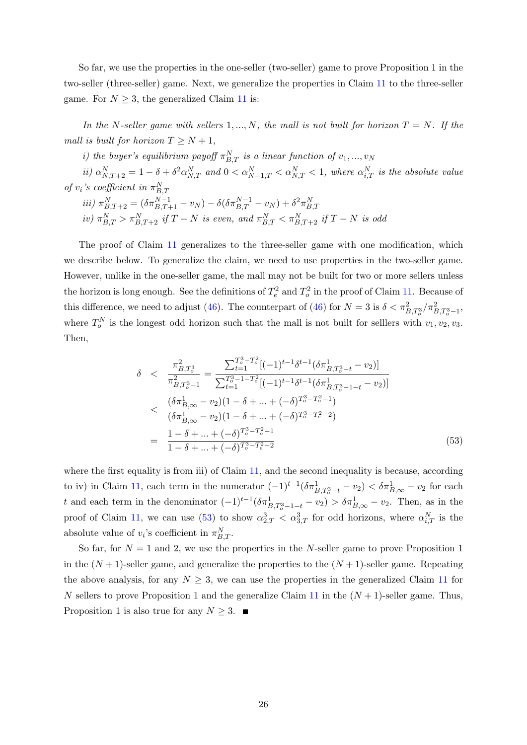So far, we use the properties in the one-seller (two-seller) game to prove Proposition 1 in the two-seller (three-seller) game. Next, we generalize the properties in Claim 11 to the three-seller game. For $N \geq 3$, the generalized Claim 11 is:

*In the $N$-seller game with sellers $1, ..., N$, the mall is not built for horizon $T = N$. If the mall is built for horizon $T \geq N+1$,*

*i) the buyer's equilibrium payoff $\pi^N_{B,T}$ is a linear function of $v_1, ..., v_N$*

*ii) $\alpha^N_{N,T+2} = 1 - \delta + \delta^2 \alpha^N_{N,T}$ and $0 < \alpha^N_{N-1,T} < \alpha^N_{N,T} < 1$, where $\alpha^N_{i,T}$ is the absolute value of $v_i$'s coefficient in $\pi^N_{B,T}$*

*iii) $\pi^N_{B,T+2} = (\delta \pi^{N-1}_{B,T+1} - v_N) - \delta(\delta \pi^{N-1}_{B,T} - v_N) + \delta^2 \pi^N_{B,T}$*

*iv) $\pi^N_{B,T} > \pi^N_{B,T+2}$ if $T - N$ is even, and $\pi^N_{B,T} < \pi^N_{B,T+2}$ if $T - N$ is odd*

The proof of Claim 11 generalizes to the three-seller game with one modification, which we describe below. To generalize the claim, we need to use properties in the two-seller game. However, unlike in the one-seller game, the mall may not be built for two or more sellers unless the horizon is long enough. See the definitions of $T^2_e$ and $T^2_o$ in the proof of Claim 11. Because of this difference, we need to adjust (46). The counterpart of (46) for $N = 3$ is $\delta < \pi^2_{B,T^3_o} / \pi^2_{B,T^3_o - 1}$, where $T^N_o$ is the longest odd horizon such that the mall is not built for selllers with $v_1, v_2, v_3$. Then,

$$
\begin{aligned}
\delta &< \frac{\pi^2_{B,T^3_o}}{\pi^2_{B,T^3_o-1}} = \frac{\sum_{t=1}^{T^3_o - T^2_o} [(-1)^{t-1} \delta^{t-1} (\delta \pi^1_{B,T^3_o - t} - v_2)]}{\sum_{t=1}^{T^3_o - 1 - T^2_e} [(-1)^{t-1} \delta^{t-1} (\delta \pi^1_{B,T^3_o - 1 - t} - v_2)]} \\
&< \frac{(\delta \pi^1_{B,\infty} - v_2)(1 - \delta + ... + (-\delta)^{T^3_o - T^2_o - 1})}{(\delta \pi^1_{B,\infty} - v_2)(1 - \delta + ... + (-\delta)^{T^3_o - T^2_e - 2})} \\
&= \frac{1 - \delta + ... + (-\delta)^{T^3_o - T^2_o - 1}}{1 - \delta + ... + (-\delta)^{T^3_o - T^2_e - 2}}
\end{aligned} \tag{53}
$$

where the first equality is from iii) of Claim 11, and the second inequality is because, according to iv) in Claim 11, each term in the numerator $(-1)^{t-1}(\delta \pi^1_{B,T^3_o - t} - v_2) < \delta \pi^1_{B,\infty} - v_2$ for each $t$ and each term in the denominator $(-1)^{t-1}(\delta \pi^1_{B,T^3_o - 1 - t} - v_2) > \delta \pi^1_{B,\infty} - v_2$. Then, as in the proof of Claim 11, we can use (53) to show $\alpha^3_{2,T} < \alpha^3_{3,T}$ for odd horizons, where $\alpha^N_{i,T}$ is the absolute value of $v_i$'s coefficient in $\pi^N_{B,T}$.

So far, for $N = 1$ and 2, we use the properties in the $N$-seller game to prove Proposition 1 in the $(N+1)$-seller game, and generalize the properties to the $(N+1)$-seller game. Repeating the above analysis, for any $N \geq 3$, we can use the properties in the generalized Claim 11 for $N$ sellers to prove Proposition 1 and the generalize Claim 11 in the $(N+1)$-seller game. Thus, Proposition 1 is also true for any $N \geq 3$. ∎